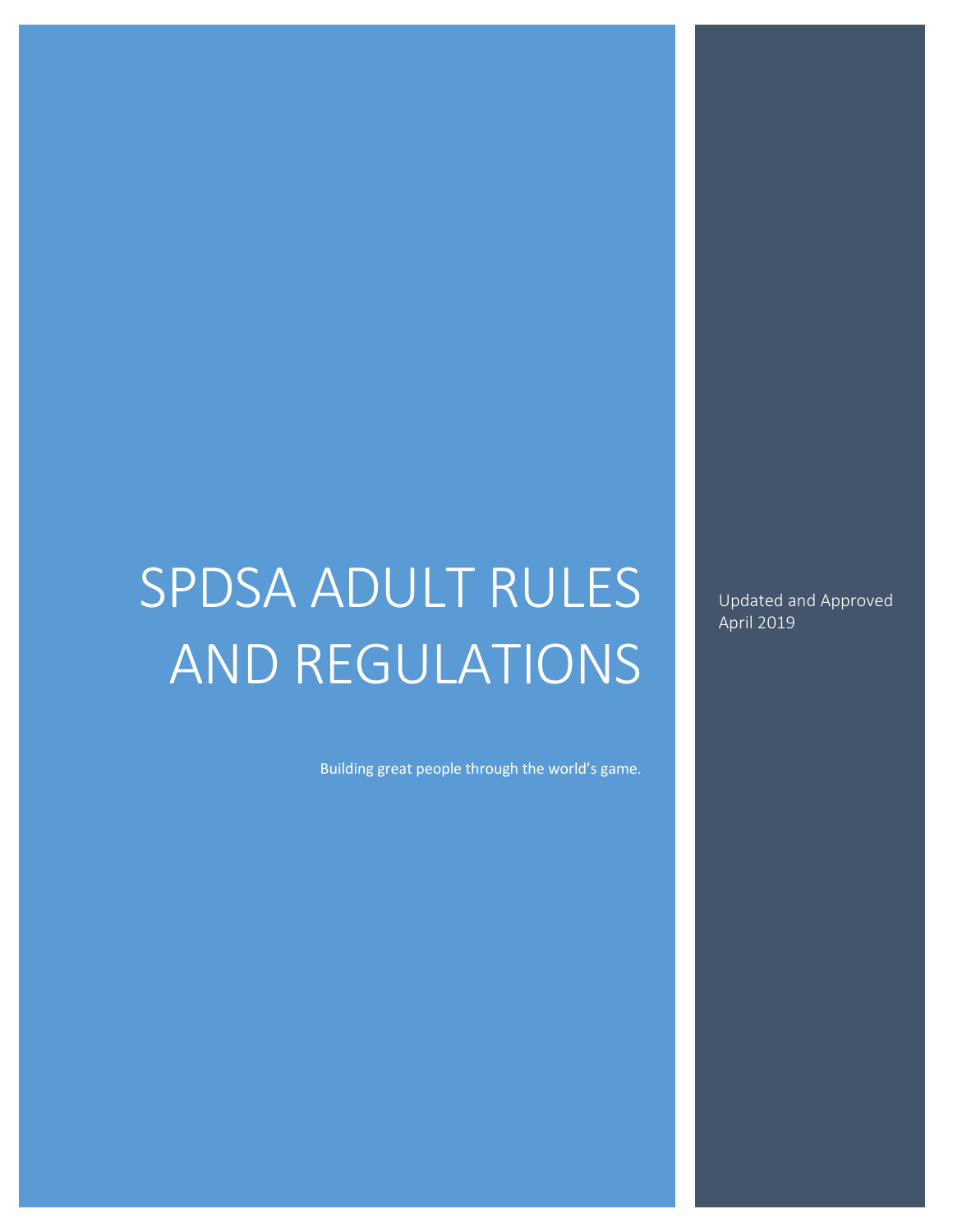# SPDSA ADULT RULES AND REGULATIONS

Building great people through the world's game.

Updated and Approved
April 2019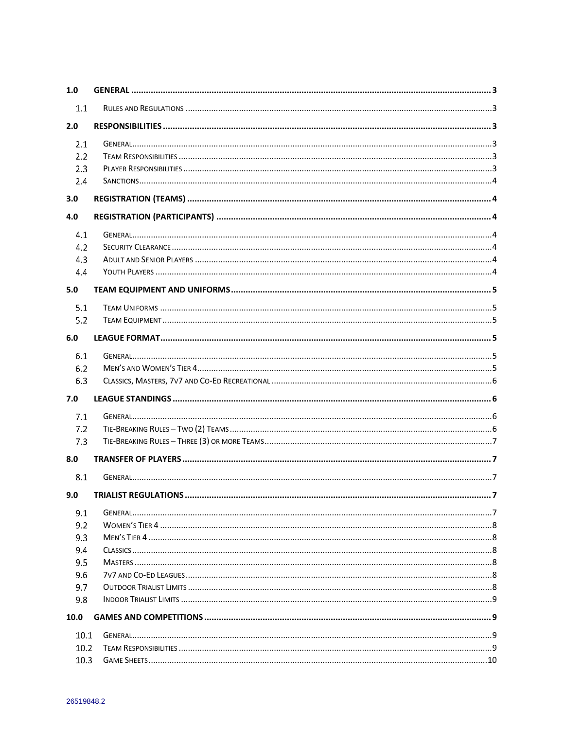| | | |
|---|---|---|
| **1.0** | **GENERAL** | **3** |
| 1.1 | RULES AND REGULATIONS | 3 |
| **2.0** | **RESPONSIBILITIES** | **3** |
| 2.1 | GENERAL | 3 |
| 2.2 | TEAM RESPONSIBILITIES | 3 |
| 2.3 | PLAYER RESPONSIBILITIES | 3 |
| 2.4 | SANCTIONS | 4 |
| **3.0** | **REGISTRATION (TEAMS)** | **4** |
| **4.0** | **REGISTRATION (PARTICIPANTS)** | **4** |
| 4.1 | GENERAL | 4 |
| 4.2 | SECURITY CLEARANCE | 4 |
| 4.3 | ADULT AND SENIOR PLAYERS | 4 |
| 4.4 | YOUTH PLAYERS | 4 |
| **5.0** | **TEAM EQUIPMENT AND UNIFORMS** | **5** |
| 5.1 | TEAM UNIFORMS | 5 |
| 5.2 | TEAM EQUIPMENT | 5 |
| **6.0** | **LEAGUE FORMAT** | **5** |
| 6.1 | GENERAL | 5 |
| 6.2 | MEN'S AND WOMEN'S TIER 4 | 5 |
| 6.3 | CLASSICS, MASTERS, 7V7 AND CO-ED RECREATIONAL | 6 |
| **7.0** | **LEAGUE STANDINGS** | **6** |
| 7.1 | GENERAL | 6 |
| 7.2 | TIE-BREAKING RULES – TWO (2) TEAMS | 6 |
| 7.3 | TIE-BREAKING RULES – THREE (3) OR MORE TEAMS | 7 |
| **8.0** | **TRANSFER OF PLAYERS** | **7** |
| 8.1 | GENERAL | 7 |
| **9.0** | **TRIALIST REGULATIONS** | **7** |
| 9.1 | GENERAL | 7 |
| 9.2 | WOMEN'S TIER 4 | 8 |
| 9.3 | MEN'S TIER 4 | 8 |
| 9.4 | CLASSICS | 8 |
| 9.5 | MASTERS | 8 |
| 9.6 | 7V7 AND CO-ED LEAGUES | 8 |
| 9.7 | OUTDOOR TRIALIST LIMITS | 8 |
| 9.8 | INDOOR TRIALIST LIMITS | 9 |
| **10.0** | **GAMES AND COMPETITIONS** | **9** |
| 10.1 | GENERAL | 9 |
| 10.2 | TEAM RESPONSIBILITIES | 9 |
| 10.3 | GAME SHEETS | 10 |

26519848.2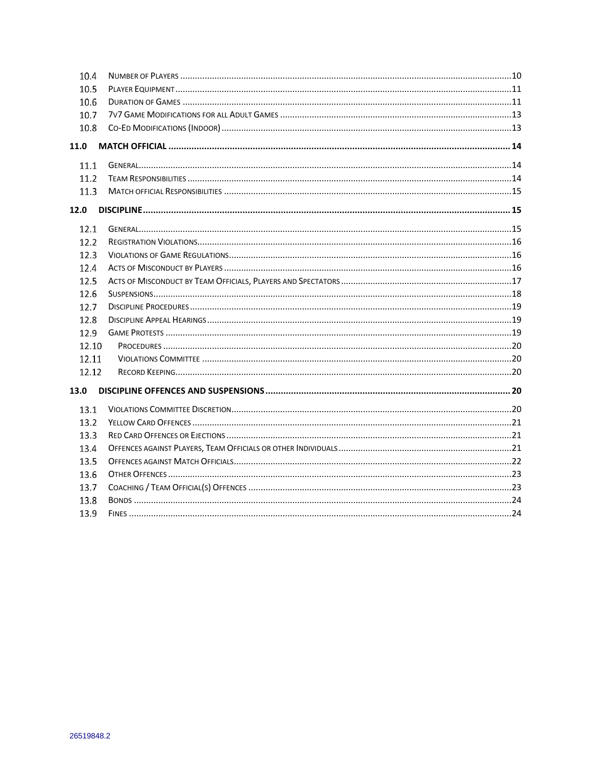10.4 NUMBER OF PLAYERS ..... 10
10.5 PLAYER EQUIPMENT ..... 11
10.6 DURATION OF GAMES ..... 11
10.7 7V7 GAME MODIFICATIONS FOR ALL ADULT GAMES ..... 13
10.8 CO-ED MODIFICATIONS (INDOOR) ..... 13

**11.0 MATCH OFFICIAL ..... 14**

11.1 GENERAL ..... 14
11.2 TEAM RESPONSIBILITIES ..... 14
11.3 MATCH OFFICIAL RESPONSIBILITIES ..... 15

**12.0 DISCIPLINE ..... 15**

12.1 GENERAL ..... 15
12.2 REGISTRATION VIOLATIONS ..... 16
12.3 VIOLATIONS OF GAME REGULATIONS ..... 16
12.4 ACTS OF MISCONDUCT BY PLAYERS ..... 16
12.5 ACTS OF MISCONDUCT BY TEAM OFFICIALS, PLAYERS AND SPECTATORS ..... 17
12.6 SUSPENSIONS ..... 18
12.7 DISCIPLINE PROCEDURES ..... 19
12.8 DISCIPLINE APPEAL HEARINGS ..... 19
12.9 GAME PROTESTS ..... 19
12.10 PROCEDURES ..... 20
12.11 VIOLATIONS COMMITTEE ..... 20
12.12 RECORD KEEPING ..... 20

**13.0 DISCIPLINE OFFENCES AND SUSPENSIONS ..... 20**

13.1 VIOLATIONS COMMITTEE DISCRETION ..... 20
13.2 YELLOW CARD OFFENCES ..... 21
13.3 RED CARD OFFENCES OR EJECTIONS ..... 21
13.4 OFFENCES AGAINST PLAYERS, TEAM OFFICIALS OR OTHER INDIVIDUALS ..... 21
13.5 OFFENCES AGAINST MATCH OFFICIALS ..... 22
13.6 OTHER OFFENCES ..... 23
13.7 COACHING / TEAM OFFICIAL(S) OFFENCES ..... 23
13.8 BONDS ..... 24
13.9 FINES ..... 24

26519848.2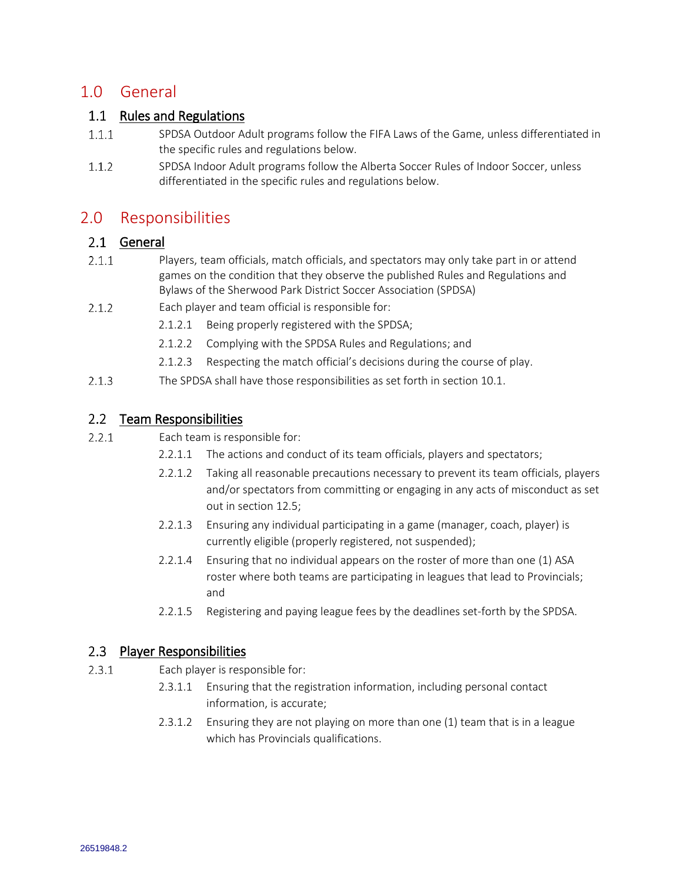# 1.0 General

## 1.1 Rules and Regulations

1.1.1 SPDSA Outdoor Adult programs follow the FIFA Laws of the Game, unless differentiated in the specific rules and regulations below.

1.1.2 SPDSA Indoor Adult programs follow the Alberta Soccer Rules of Indoor Soccer, unless differentiated in the specific rules and regulations below.

# 2.0 Responsibilities

## 2.1 General

2.1.1 Players, team officials, match officials, and spectators may only take part in or attend games on the condition that they observe the published Rules and Regulations and Bylaws of the Sherwood Park District Soccer Association (SPDSA)

2.1.2 Each player and team official is responsible for:

- 2.1.2.1 Being properly registered with the SPDSA;
- 2.1.2.2 Complying with the SPDSA Rules and Regulations; and
- 2.1.2.3 Respecting the match official's decisions during the course of play.

2.1.3 The SPDSA shall have those responsibilities as set forth in section 10.1.

## 2.2 Team Responsibilities

2.2.1 Each team is responsible for:

- 2.2.1.1 The actions and conduct of its team officials, players and spectators;
- 2.2.1.2 Taking all reasonable precautions necessary to prevent its team officials, players and/or spectators from committing or engaging in any acts of misconduct as set out in section 12.5;
- 2.2.1.3 Ensuring any individual participating in a game (manager, coach, player) is currently eligible (properly registered, not suspended);
- 2.2.1.4 Ensuring that no individual appears on the roster of more than one (1) ASA roster where both teams are participating in leagues that lead to Provincials; and
- 2.2.1.5 Registering and paying league fees by the deadlines set-forth by the SPDSA.

## 2.3 Player Responsibilities

2.3.1 Each player is responsible for:

- 2.3.1.1 Ensuring that the registration information, including personal contact information, is accurate;
- 2.3.1.2 Ensuring they are not playing on more than one (1) team that is in a league which has Provincials qualifications.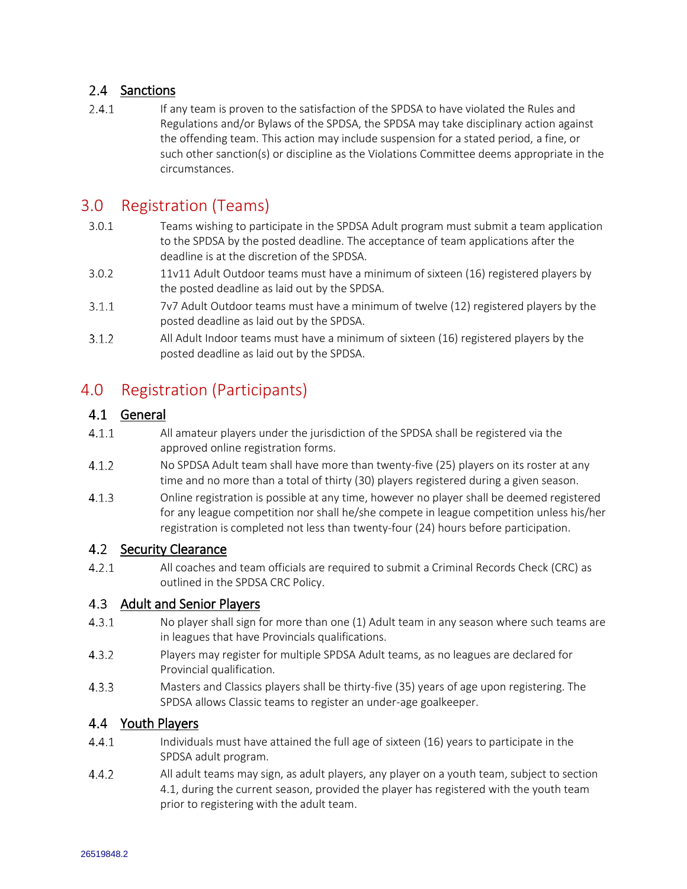### 2.4 Sanctions

2.4.1 If any team is proven to the satisfaction of the SPDSA to have violated the Rules and Regulations and/or Bylaws of the SPDSA, the SPDSA may take disciplinary action against the offending team. This action may include suspension for a stated period, a fine, or such other sanction(s) or discipline as the Violations Committee deems appropriate in the circumstances.

## 3.0 Registration (Teams)

3.0.1 Teams wishing to participate in the SPDSA Adult program must submit a team application to the SPDSA by the posted deadline. The acceptance of team applications after the deadline is at the discretion of the SPDSA.

3.0.2 11v11 Adult Outdoor teams must have a minimum of sixteen (16) registered players by the posted deadline as laid out by the SPDSA.

3.1.1 7v7 Adult Outdoor teams must have a minimum of twelve (12) registered players by the posted deadline as laid out by the SPDSA.

3.1.2 All Adult Indoor teams must have a minimum of sixteen (16) registered players by the posted deadline as laid out by the SPDSA.

## 4.0 Registration (Participants)

### 4.1 General

4.1.1 All amateur players under the jurisdiction of the SPDSA shall be registered via the approved online registration forms.

4.1.2 No SPDSA Adult team shall have more than twenty-five (25) players on its roster at any time and no more than a total of thirty (30) players registered during a given season.

4.1.3 Online registration is possible at any time, however no player shall be deemed registered for any league competition nor shall he/she compete in league competition unless his/her registration is completed not less than twenty-four (24) hours before participation.

### 4.2 Security Clearance

4.2.1 All coaches and team officials are required to submit a Criminal Records Check (CRC) as outlined in the SPDSA CRC Policy.

### 4.3 Adult and Senior Players

4.3.1 No player shall sign for more than one (1) Adult team in any season where such teams are in leagues that have Provincials qualifications.

4.3.2 Players may register for multiple SPDSA Adult teams, as no leagues are declared for Provincial qualification.

4.3.3 Masters and Classics players shall be thirty-five (35) years of age upon registering. The SPDSA allows Classic teams to register an under-age goalkeeper.

### 4.4 Youth Players

4.4.1 Individuals must have attained the full age of sixteen (16) years to participate in the SPDSA adult program.

4.4.2 All adult teams may sign, as adult players, any player on a youth team, subject to section 4.1, during the current season, provided the player has registered with the youth team prior to registering with the adult team.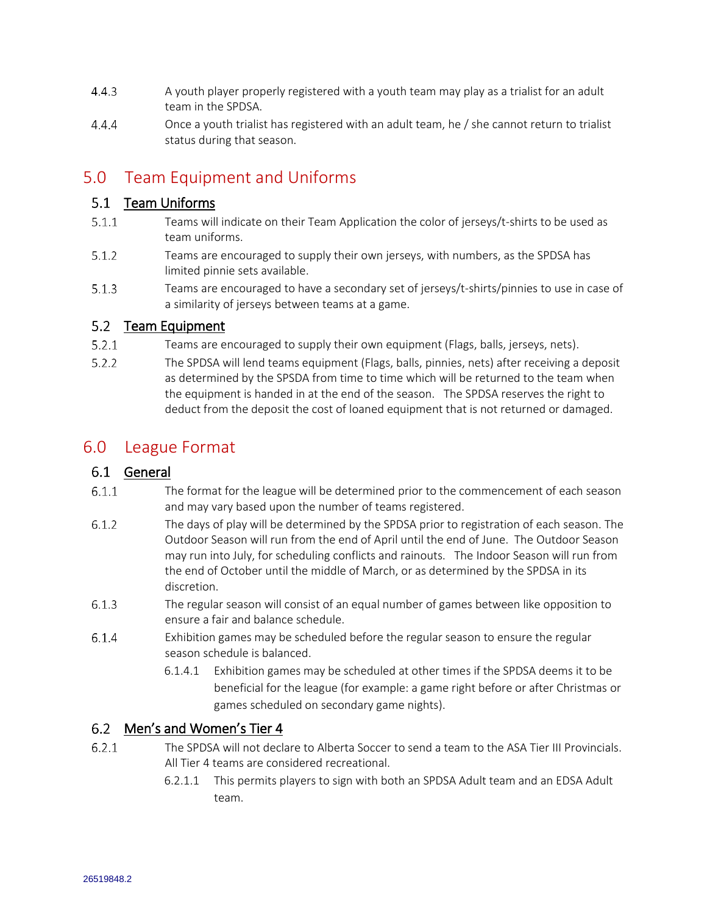4.4.3 A youth player properly registered with a youth team may play as a trialist for an adult team in the SPDSA.

4.4.4 Once a youth trialist has registered with an adult team, he / she cannot return to trialist status during that season.

# 5.0 Team Equipment and Uniforms

## 5.1 Team Uniforms

5.1.1 Teams will indicate on their Team Application the color of jerseys/t-shirts to be used as team uniforms.

5.1.2 Teams are encouraged to supply their own jerseys, with numbers, as the SPDSA has limited pinnie sets available.

5.1.3 Teams are encouraged to have a secondary set of jerseys/t-shirts/pinnies to use in case of a similarity of jerseys between teams at a game.

## 5.2 Team Equipment

5.2.1 Teams are encouraged to supply their own equipment (Flags, balls, jerseys, nets).

5.2.2 The SPDSA will lend teams equipment (Flags, balls, pinnies, nets) after receiving a deposit as determined by the SPSDA from time to time which will be returned to the team when the equipment is handed in at the end of the season. The SPDSA reserves the right to deduct from the deposit the cost of loaned equipment that is not returned or damaged.

# 6.0 League Format

## 6.1 General

6.1.1 The format for the league will be determined prior to the commencement of each season and may vary based upon the number of teams registered.

6.1.2 The days of play will be determined by the SPDSA prior to registration of each season. The Outdoor Season will run from the end of April until the end of June. The Outdoor Season may run into July, for scheduling conflicts and rainouts. The Indoor Season will run from the end of October until the middle of March, or as determined by the SPDSA in its discretion.

6.1.3 The regular season will consist of an equal number of games between like opposition to ensure a fair and balance schedule.

6.1.4 Exhibition games may be scheduled before the regular season to ensure the regular season schedule is balanced.

6.1.4.1 Exhibition games may be scheduled at other times if the SPDSA deems it to be beneficial for the league (for example: a game right before or after Christmas or games scheduled on secondary game nights).

## 6.2 Men's and Women's Tier 4

6.2.1 The SPDSA will not declare to Alberta Soccer to send a team to the ASA Tier III Provincials. All Tier 4 teams are considered recreational.

6.2.1.1 This permits players to sign with both an SPDSA Adult team and an EDSA Adult team.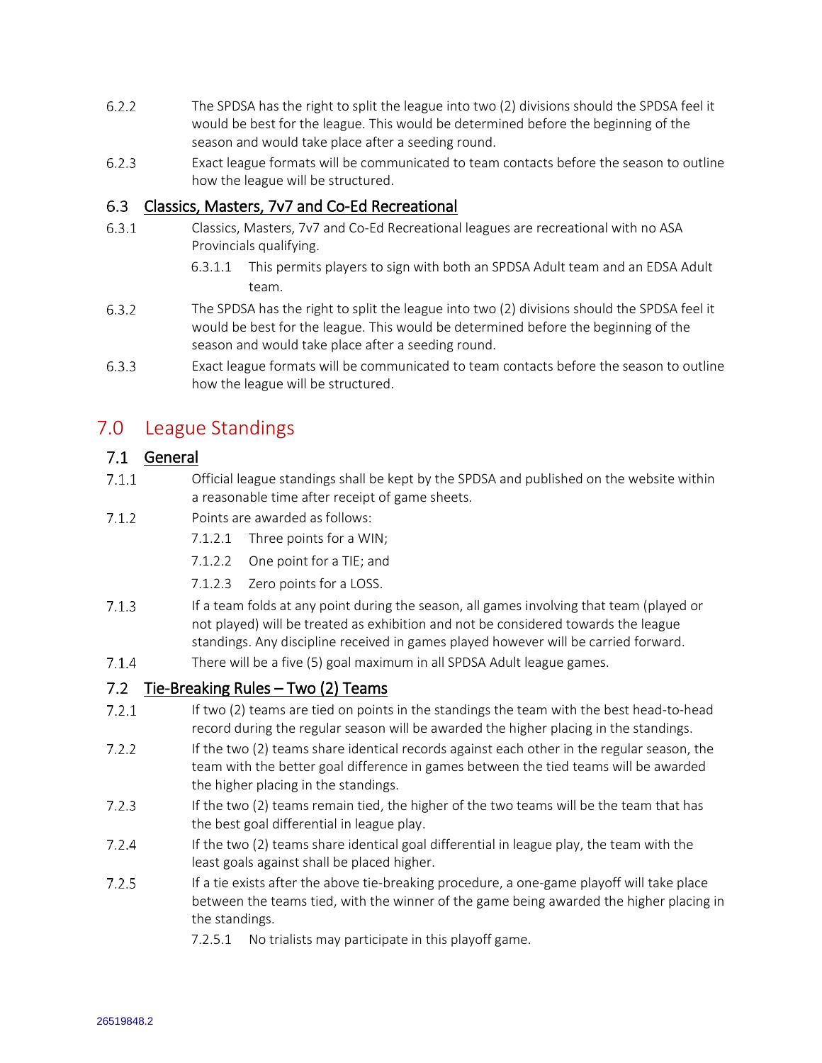6.2.2 The SPDSA has the right to split the league into two (2) divisions should the SPDSA feel it would be best for the league. This would be determined before the beginning of the season and would take place after a seeding round.

6.2.3 Exact league formats will be communicated to team contacts before the season to outline how the league will be structured.

### 6.3 Classics, Masters, 7v7 and Co-Ed Recreational

6.3.1 Classics, Masters, 7v7 and Co-Ed Recreational leagues are recreational with no ASA Provincials qualifying.

- 6.3.1.1 This permits players to sign with both an SPDSA Adult team and an EDSA Adult team.

6.3.2 The SPDSA has the right to split the league into two (2) divisions should the SPDSA feel it would be best for the league. This would be determined before the beginning of the season and would take place after a seeding round.

6.3.3 Exact league formats will be communicated to team contacts before the season to outline how the league will be structured.

## 7.0 League Standings

### 7.1 General

7.1.1 Official league standings shall be kept by the SPDSA and published on the website within a reasonable time after receipt of game sheets.

7.1.2 Points are awarded as follows:

- 7.1.2.1 Three points for a WIN;
- 7.1.2.2 One point for a TIE; and
- 7.1.2.3 Zero points for a LOSS.

7.1.3 If a team folds at any point during the season, all games involving that team (played or not played) will be treated as exhibition and not be considered towards the league standings. Any discipline received in games played however will be carried forward.

7.1.4 There will be a five (5) goal maximum in all SPDSA Adult league games.

### 7.2 Tie-Breaking Rules – Two (2) Teams

7.2.1 If two (2) teams are tied on points in the standings the team with the best head-to-head record during the regular season will be awarded the higher placing in the standings.

7.2.2 If the two (2) teams share identical records against each other in the regular season, the team with the better goal difference in games between the tied teams will be awarded the higher placing in the standings.

7.2.3 If the two (2) teams remain tied, the higher of the two teams will be the team that has the best goal differential in league play.

7.2.4 If the two (2) teams share identical goal differential in league play, the team with the least goals against shall be placed higher.

7.2.5 If a tie exists after the above tie-breaking procedure, a one-game playoff will take place between the teams tied, with the winner of the game being awarded the higher placing in the standings.

- 7.2.5.1 No trialists may participate in this playoff game.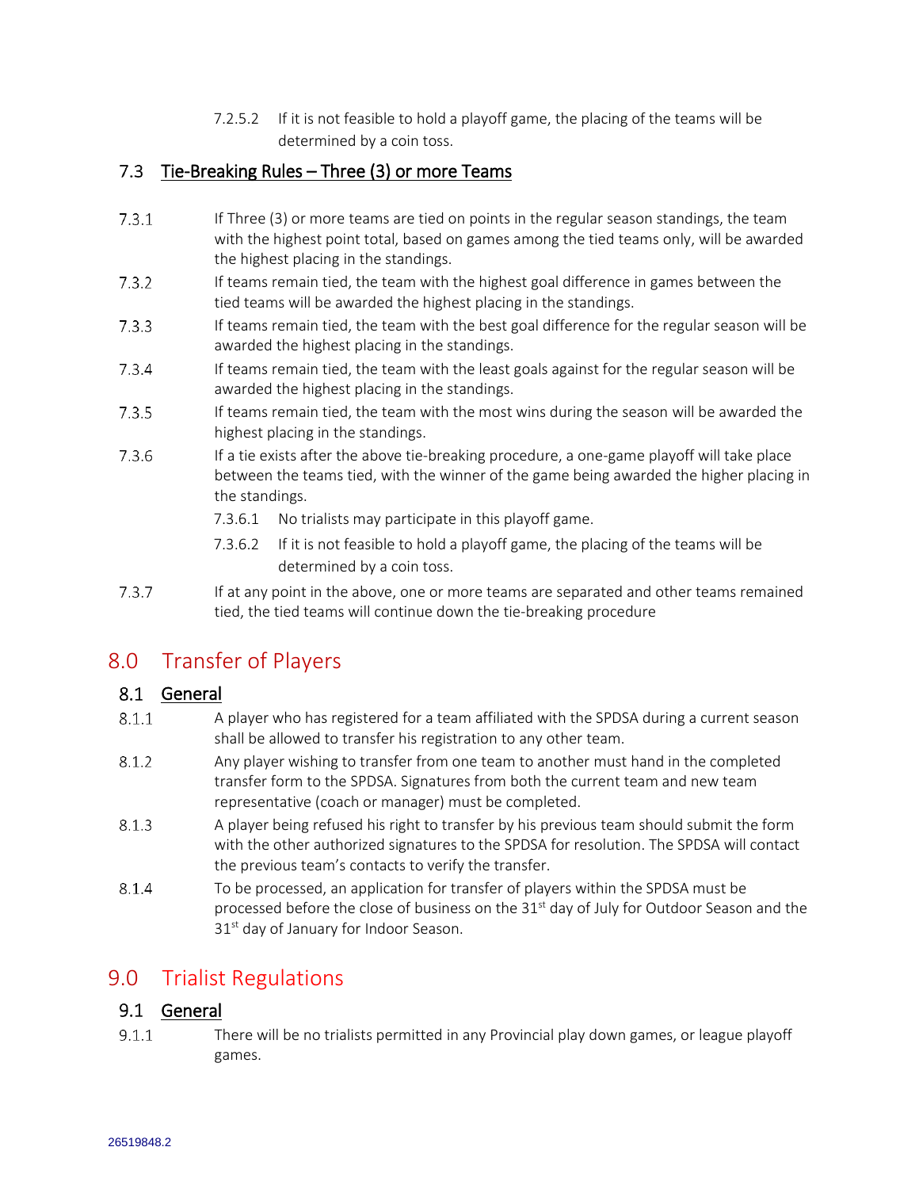7.2.5.2 If it is not feasible to hold a playoff game, the placing of the teams will be determined by a coin toss.

### 7.3 Tie-Breaking Rules – Three (3) or more Teams

7.3.1 If Three (3) or more teams are tied on points in the regular season standings, the team with the highest point total, based on games among the tied teams only, will be awarded the highest placing in the standings.

7.3.2 If teams remain tied, the team with the highest goal difference in games between the tied teams will be awarded the highest placing in the standings.

7.3.3 If teams remain tied, the team with the best goal difference for the regular season will be awarded the highest placing in the standings.

7.3.4 If teams remain tied, the team with the least goals against for the regular season will be awarded the highest placing in the standings.

7.3.5 If teams remain tied, the team with the most wins during the season will be awarded the highest placing in the standings.

7.3.6 If a tie exists after the above tie-breaking procedure, a one-game playoff will take place between the teams tied, with the winner of the game being awarded the higher placing in the standings.

7.3.6.1 No trialists may participate in this playoff game.

7.3.6.2 If it is not feasible to hold a playoff game, the placing of the teams will be determined by a coin toss.

7.3.7 If at any point in the above, one or more teams are separated and other teams remained tied, the tied teams will continue down the tie-breaking procedure

## 8.0 Transfer of Players

### 8.1 General

8.1.1 A player who has registered for a team affiliated with the SPDSA during a current season shall be allowed to transfer his registration to any other team.

8.1.2 Any player wishing to transfer from one team to another must hand in the completed transfer form to the SPDSA. Signatures from both the current team and new team representative (coach or manager) must be completed.

8.1.3 A player being refused his right to transfer by his previous team should submit the form with the other authorized signatures to the SPDSA for resolution. The SPDSA will contact the previous team's contacts to verify the transfer.

8.1.4 To be processed, an application for transfer of players within the SPDSA must be processed before the close of business on the 31st day of July for Outdoor Season and the 31st day of January for Indoor Season.

## 9.0 Trialist Regulations

### 9.1 General

9.1.1 There will be no trialists permitted in any Provincial play down games, or league playoff games.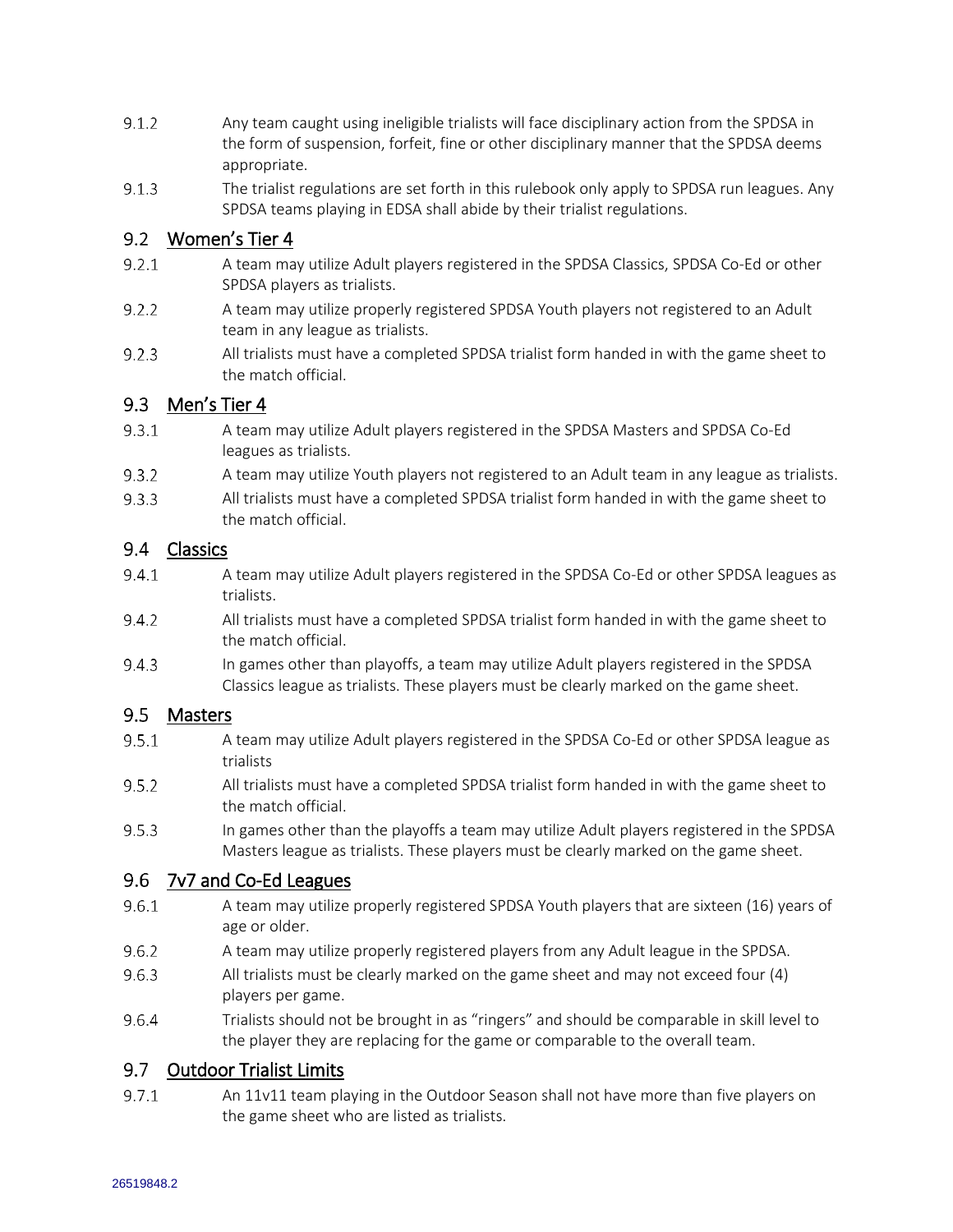9.1.2 Any team caught using ineligible trialists will face disciplinary action from the SPDSA in the form of suspension, forfeit, fine or other disciplinary manner that the SPDSA deems appropriate.

9.1.3 The trialist regulations are set forth in this rulebook only apply to SPDSA run leagues. Any SPDSA teams playing in EDSA shall abide by their trialist regulations.

## 9.2 Women's Tier 4

9.2.1 A team may utilize Adult players registered in the SPDSA Classics, SPDSA Co-Ed or other SPDSA players as trialists.

9.2.2 A team may utilize properly registered SPDSA Youth players not registered to an Adult team in any league as trialists.

9.2.3 All trialists must have a completed SPDSA trialist form handed in with the game sheet to the match official.

## 9.3 Men's Tier 4

9.3.1 A team may utilize Adult players registered in the SPDSA Masters and SPDSA Co-Ed leagues as trialists.

9.3.2 A team may utilize Youth players not registered to an Adult team in any league as trialists.

9.3.3 All trialists must have a completed SPDSA trialist form handed in with the game sheet to the match official.

## 9.4 Classics

9.4.1 A team may utilize Adult players registered in the SPDSA Co-Ed or other SPDSA leagues as trialists.

9.4.2 All trialists must have a completed SPDSA trialist form handed in with the game sheet to the match official.

9.4.3 In games other than playoffs, a team may utilize Adult players registered in the SPDSA Classics league as trialists. These players must be clearly marked on the game sheet.

## 9.5 Masters

9.5.1 A team may utilize Adult players registered in the SPDSA Co-Ed or other SPDSA league as trialists

9.5.2 All trialists must have a completed SPDSA trialist form handed in with the game sheet to the match official.

9.5.3 In games other than the playoffs a team may utilize Adult players registered in the SPDSA Masters league as trialists. These players must be clearly marked on the game sheet.

## 9.6 7v7 and Co-Ed Leagues

9.6.1 A team may utilize properly registered SPDSA Youth players that are sixteen (16) years of age or older.

9.6.2 A team may utilize properly registered players from any Adult league in the SPDSA.

9.6.3 All trialists must be clearly marked on the game sheet and may not exceed four (4) players per game.

9.6.4 Trialists should not be brought in as "ringers" and should be comparable in skill level to the player they are replacing for the game or comparable to the overall team.

## 9.7 Outdoor Trialist Limits

9.7.1 An 11v11 team playing in the Outdoor Season shall not have more than five players on the game sheet who are listed as trialists.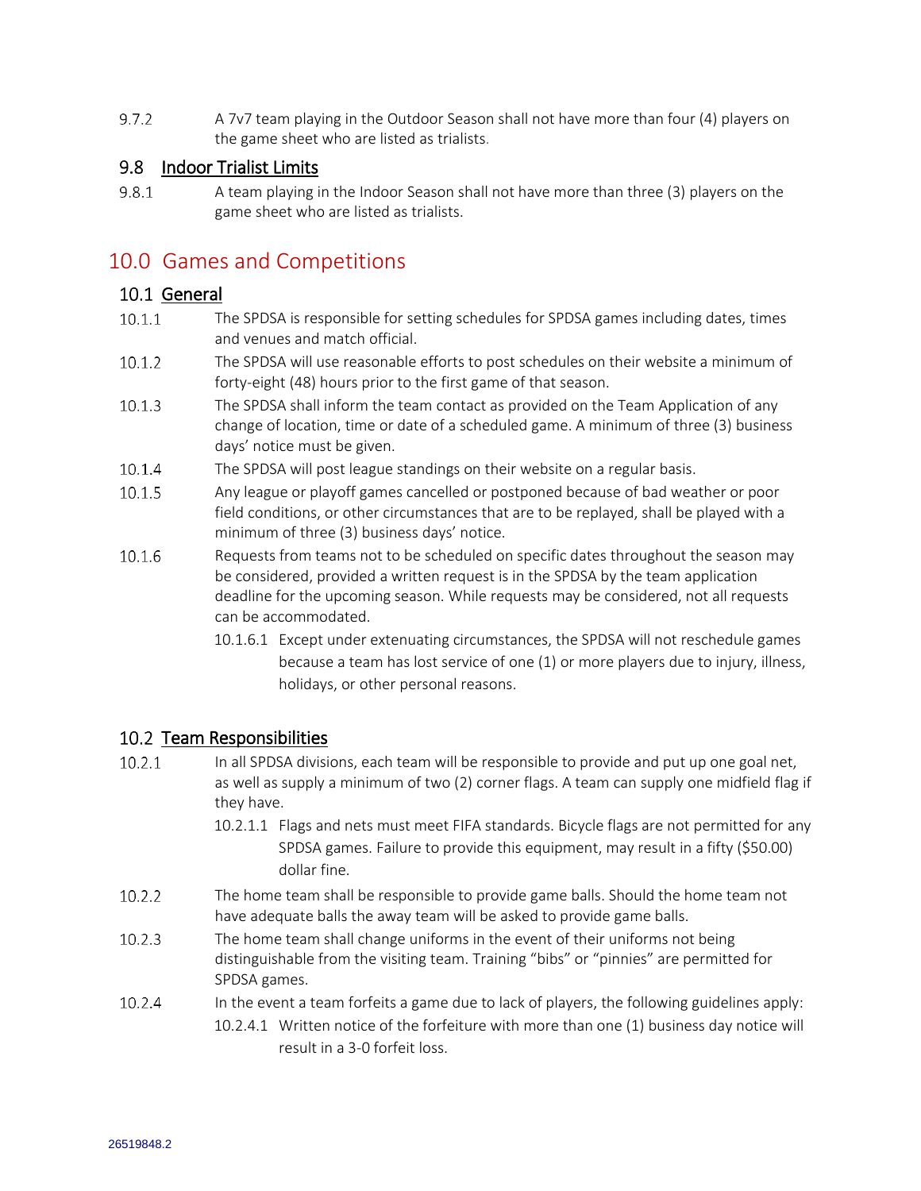9.7.2 A 7v7 team playing in the Outdoor Season shall not have more than four (4) players on the game sheet who are listed as trialists.

### 9.8 Indoor Trialist Limits

9.8.1 A team playing in the Indoor Season shall not have more than three (3) players on the game sheet who are listed as trialists.

## 10.0 Games and Competitions

### 10.1 General

10.1.1 The SPDSA is responsible for setting schedules for SPDSA games including dates, times and venues and match official.

10.1.2 The SPDSA will use reasonable efforts to post schedules on their website a minimum of forty-eight (48) hours prior to the first game of that season.

10.1.3 The SPDSA shall inform the team contact as provided on the Team Application of any change of location, time or date of a scheduled game. A minimum of three (3) business days' notice must be given.

10.1.4 The SPDSA will post league standings on their website on a regular basis.

10.1.5 Any league or playoff games cancelled or postponed because of bad weather or poor field conditions, or other circumstances that are to be replayed, shall be played with a minimum of three (3) business days' notice.

10.1.6 Requests from teams not to be scheduled on specific dates throughout the season may be considered, provided a written request is in the SPDSA by the team application deadline for the upcoming season. While requests may be considered, not all requests can be accommodated.

10.1.6.1 Except under extenuating circumstances, the SPDSA will not reschedule games because a team has lost service of one (1) or more players due to injury, illness, holidays, or other personal reasons.

### 10.2 Team Responsibilities

10.2.1 In all SPDSA divisions, each team will be responsible to provide and put up one goal net, as well as supply a minimum of two (2) corner flags. A team can supply one midfield flag if they have.

10.2.1.1 Flags and nets must meet FIFA standards. Bicycle flags are not permitted for any SPDSA games. Failure to provide this equipment, may result in a fifty ($50.00) dollar fine.

10.2.2 The home team shall be responsible to provide game balls. Should the home team not have adequate balls the away team will be asked to provide game balls.

10.2.3 The home team shall change uniforms in the event of their uniforms not being distinguishable from the visiting team. Training "bibs" or "pinnies" are permitted for SPDSA games.

10.2.4 In the event a team forfeits a game due to lack of players, the following guidelines apply:

10.2.4.1 Written notice of the forfeiture with more than one (1) business day notice will result in a 3-0 forfeit loss.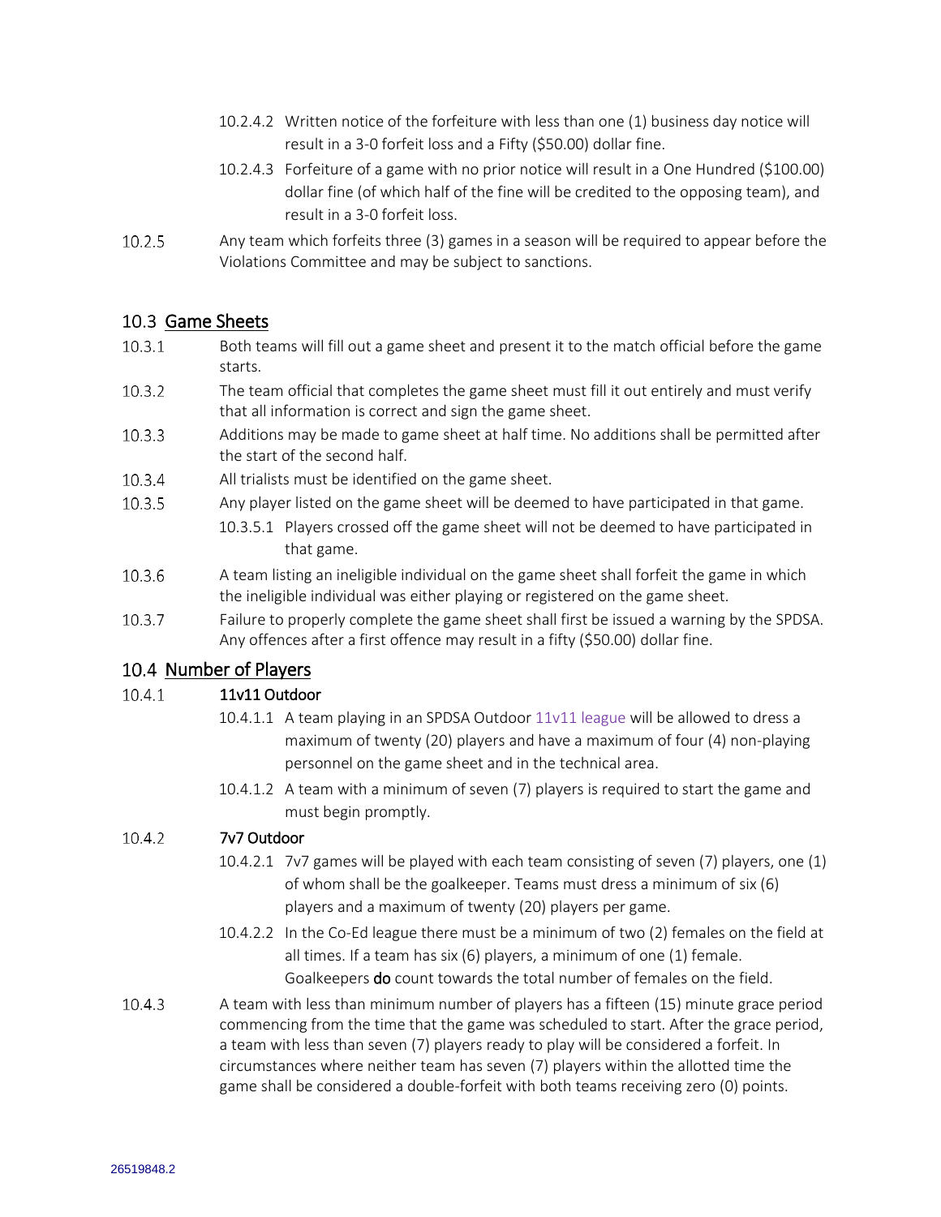10.2.4.2 Written notice of the forfeiture with less than one (1) business day notice will result in a 3-0 forfeit loss and a Fifty ($50.00) dollar fine.

10.2.4.3 Forfeiture of a game with no prior notice will result in a One Hundred ($100.00) dollar fine (of which half of the fine will be credited to the opposing team), and result in a 3-0 forfeit loss.

10.2.5 Any team which forfeits three (3) games in a season will be required to appear before the Violations Committee and may be subject to sanctions.

## 10.3 Game Sheets

10.3.1 Both teams will fill out a game sheet and present it to the match official before the game starts.

10.3.2 The team official that completes the game sheet must fill it out entirely and must verify that all information is correct and sign the game sheet.

10.3.3 Additions may be made to game sheet at half time. No additions shall be permitted after the start of the second half.

10.3.4 All trialists must be identified on the game sheet.

10.3.5 Any player listed on the game sheet will be deemed to have participated in that game.

10.3.5.1 Players crossed off the game sheet will not be deemed to have participated in that game.

10.3.6 A team listing an ineligible individual on the game sheet shall forfeit the game in which the ineligible individual was either playing or registered on the game sheet.

10.3.7 Failure to properly complete the game sheet shall first be issued a warning by the SPDSA. Any offences after a first offence may result in a fifty ($50.00) dollar fine.

## 10.4 Number of Players

10.4.1 **11v11 Outdoor**

10.4.1.1 A team playing in an SPDSA Outdoor 11v11 league will be allowed to dress a maximum of twenty (20) players and have a maximum of four (4) non-playing personnel on the game sheet and in the technical area.

10.4.1.2 A team with a minimum of seven (7) players is required to start the game and must begin promptly.

10.4.2 **7v7 Outdoor**

10.4.2.1 7v7 games will be played with each team consisting of seven (7) players, one (1) of whom shall be the goalkeeper. Teams must dress a minimum of six (6) players and a maximum of twenty (20) players per game.

10.4.2.2 In the Co-Ed league there must be a minimum of two (2) females on the field at all times. If a team has six (6) players, a minimum of one (1) female. Goalkeepers **do** count towards the total number of females on the field.

10.4.3 A team with less than minimum number of players has a fifteen (15) minute grace period commencing from the time that the game was scheduled to start. After the grace period, a team with less than seven (7) players ready to play will be considered a forfeit. In circumstances where neither team has seven (7) players within the allotted time the game shall be considered a double-forfeit with both teams receiving zero (0) points.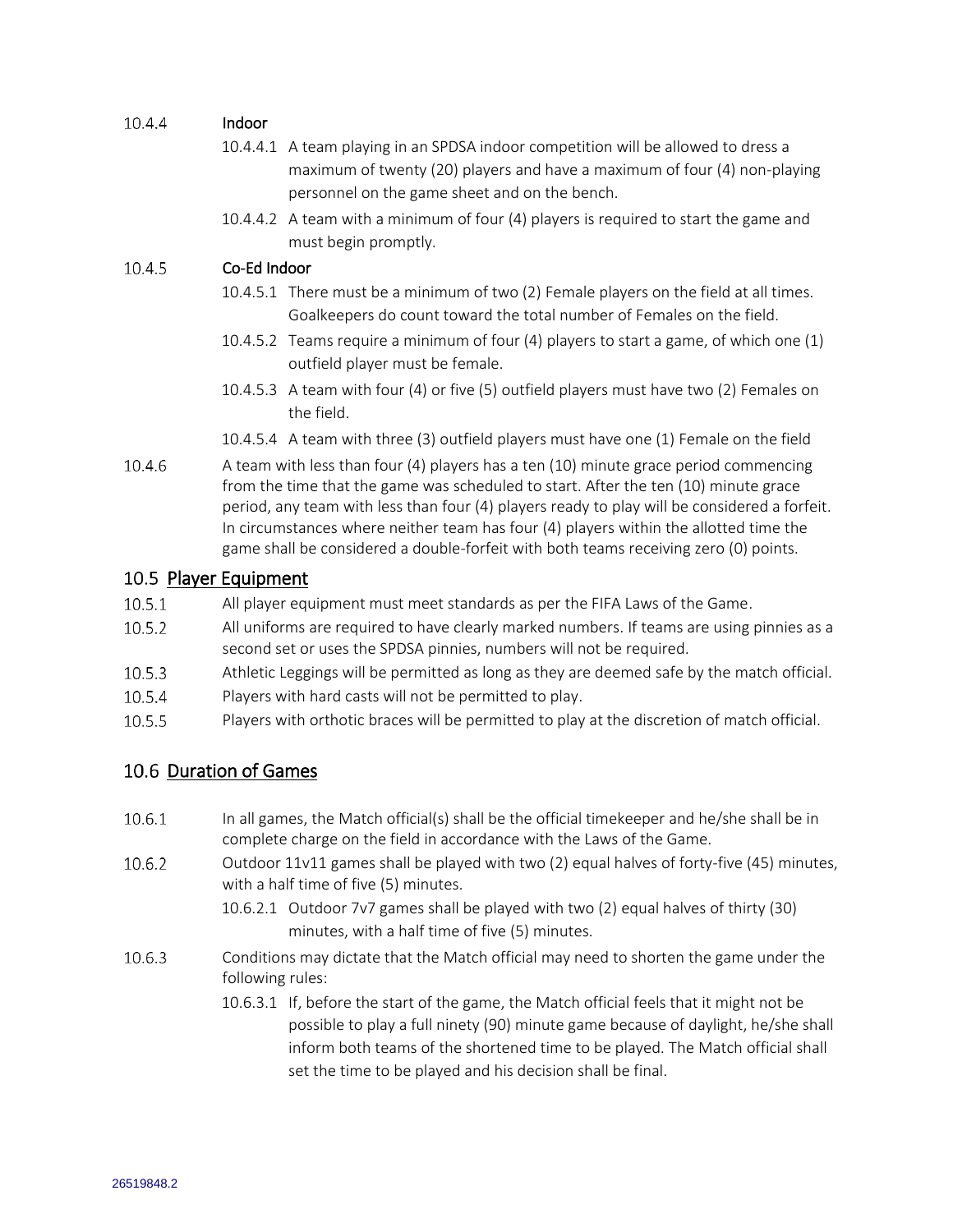10.4.4 **Indoor**

10.4.4.1 A team playing in an SPDSA indoor competition will be allowed to dress a maximum of twenty (20) players and have a maximum of four (4) non-playing personnel on the game sheet and on the bench.

10.4.4.2 A team with a minimum of four (4) players is required to start the game and must begin promptly.

10.4.5 **Co-Ed Indoor**

10.4.5.1 There must be a minimum of two (2) Female players on the field at all times. Goalkeepers do count toward the total number of Females on the field.

10.4.5.2 Teams require a minimum of four (4) players to start a game, of which one (1) outfield player must be female.

10.4.5.3 A team with four (4) or five (5) outfield players must have two (2) Females on the field.

10.4.5.4 A team with three (3) outfield players must have one (1) Female on the field

10.4.6 A team with less than four (4) players has a ten (10) minute grace period commencing from the time that the game was scheduled to start. After the ten (10) minute grace period, any team with less than four (4) players ready to play will be considered a forfeit. In circumstances where neither team has four (4) players within the allotted time the game shall be considered a double-forfeit with both teams receiving zero (0) points.

## 10.5 Player Equipment

10.5.1 All player equipment must meet standards as per the FIFA Laws of the Game.

10.5.2 All uniforms are required to have clearly marked numbers. If teams are using pinnies as a second set or uses the SPDSA pinnies, numbers will not be required.

10.5.3 Athletic Leggings will be permitted as long as they are deemed safe by the match official.

10.5.4 Players with hard casts will not be permitted to play.

10.5.5 Players with orthotic braces will be permitted to play at the discretion of match official.

## 10.6 Duration of Games

10.6.1 In all games, the Match official(s) shall be the official timekeeper and he/she shall be in complete charge on the field in accordance with the Laws of the Game.

10.6.2 Outdoor 11v11 games shall be played with two (2) equal halves of forty-five (45) minutes, with a half time of five (5) minutes.

10.6.2.1 Outdoor 7v7 games shall be played with two (2) equal halves of thirty (30) minutes, with a half time of five (5) minutes.

10.6.3 Conditions may dictate that the Match official may need to shorten the game under the following rules:

10.6.3.1 If, before the start of the game, the Match official feels that it might not be possible to play a full ninety (90) minute game because of daylight, he/she shall inform both teams of the shortened time to be played. The Match official shall set the time to be played and his decision shall be final.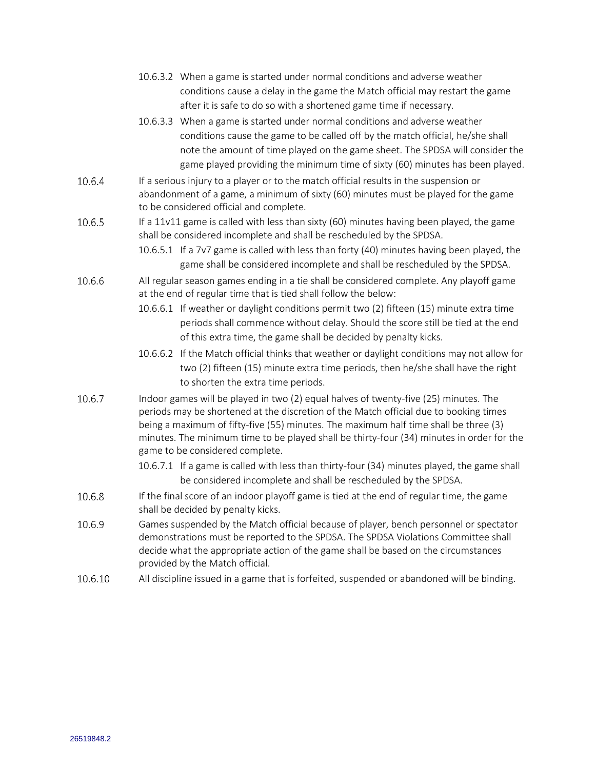10.6.3.2 When a game is started under normal conditions and adverse weather conditions cause a delay in the game the Match official may restart the game after it is safe to do so with a shortened game time if necessary.

10.6.3.3 When a game is started under normal conditions and adverse weather conditions cause the game to be called off by the match official, he/she shall note the amount of time played on the game sheet. The SPDSA will consider the game played providing the minimum time of sixty (60) minutes has been played.

10.6.4 If a serious injury to a player or to the match official results in the suspension or abandonment of a game, a minimum of sixty (60) minutes must be played for the game to be considered official and complete.

10.6.5 If a 11v11 game is called with less than sixty (60) minutes having been played, the game shall be considered incomplete and shall be rescheduled by the SPDSA.

10.6.5.1 If a 7v7 game is called with less than forty (40) minutes having been played, the game shall be considered incomplete and shall be rescheduled by the SPDSA.

10.6.6 All regular season games ending in a tie shall be considered complete. Any playoff game at the end of regular time that is tied shall follow the below:

10.6.6.1 If weather or daylight conditions permit two (2) fifteen (15) minute extra time periods shall commence without delay. Should the score still be tied at the end of this extra time, the game shall be decided by penalty kicks.

10.6.6.2 If the Match official thinks that weather or daylight conditions may not allow for two (2) fifteen (15) minute extra time periods, then he/she shall have the right to shorten the extra time periods.

10.6.7 Indoor games will be played in two (2) equal halves of twenty-five (25) minutes. The periods may be shortened at the discretion of the Match official due to booking times being a maximum of fifty-five (55) minutes. The maximum half time shall be three (3) minutes. The minimum time to be played shall be thirty-four (34) minutes in order for the game to be considered complete.

10.6.7.1 If a game is called with less than thirty-four (34) minutes played, the game shall be considered incomplete and shall be rescheduled by the SPDSA.

10.6.8 If the final score of an indoor playoff game is tied at the end of regular time, the game shall be decided by penalty kicks.

10.6.9 Games suspended by the Match official because of player, bench personnel or spectator demonstrations must be reported to the SPDSA. The SPDSA Violations Committee shall decide what the appropriate action of the game shall be based on the circumstances provided by the Match official.

10.6.10 All discipline issued in a game that is forfeited, suspended or abandoned will be binding.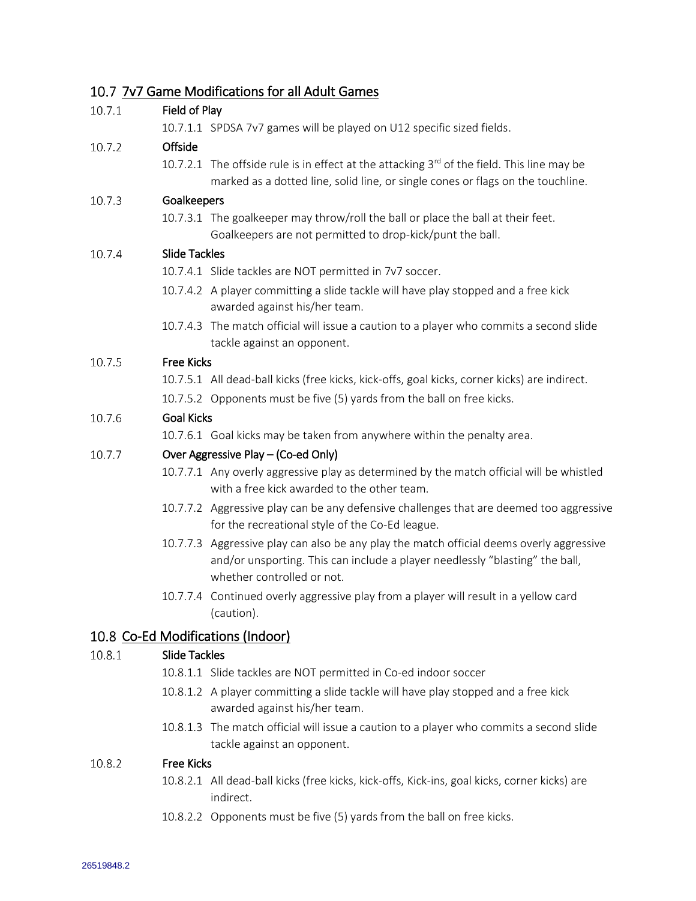## 10.7 7v7 Game Modifications for all Adult Games

10.7.1 **Field of Play**

10.7.1.1 SPDSA 7v7 games will be played on U12 specific sized fields.

10.7.2 **Offside**

10.7.2.1 The offside rule is in effect at the attacking 3rd of the field. This line may be marked as a dotted line, solid line, or single cones or flags on the touchline.

10.7.3 **Goalkeepers**

10.7.3.1 The goalkeeper may throw/roll the ball or place the ball at their feet. Goalkeepers are not permitted to drop-kick/punt the ball.

10.7.4 **Slide Tackles**

10.7.4.1 Slide tackles are NOT permitted in 7v7 soccer.

10.7.4.2 A player committing a slide tackle will have play stopped and a free kick awarded against his/her team.

10.7.4.3 The match official will issue a caution to a player who commits a second slide tackle against an opponent.

10.7.5 **Free Kicks**

10.7.5.1 All dead-ball kicks (free kicks, kick-offs, goal kicks, corner kicks) are indirect.

10.7.5.2 Opponents must be five (5) yards from the ball on free kicks.

10.7.6 **Goal Kicks**

10.7.6.1 Goal kicks may be taken from anywhere within the penalty area.

10.7.7 **Over Aggressive Play – (Co-ed Only)**

10.7.7.1 Any overly aggressive play as determined by the match official will be whistled with a free kick awarded to the other team.

10.7.7.2 Aggressive play can be any defensive challenges that are deemed too aggressive for the recreational style of the Co-Ed league.

10.7.7.3 Aggressive play can also be any play the match official deems overly aggressive and/or unsporting. This can include a player needlessly "blasting" the ball, whether controlled or not.

10.7.7.4 Continued overly aggressive play from a player will result in a yellow card (caution).

## 10.8 Co-Ed Modifications (Indoor)

10.8.1 **Slide Tackles**

10.8.1.1 Slide tackles are NOT permitted in Co-ed indoor soccer

10.8.1.2 A player committing a slide tackle will have play stopped and a free kick awarded against his/her team.

10.8.1.3 The match official will issue a caution to a player who commits a second slide tackle against an opponent.

10.8.2 **Free Kicks**

10.8.2.1 All dead-ball kicks (free kicks, kick-offs, Kick-ins, goal kicks, corner kicks) are indirect.

10.8.2.2 Opponents must be five (5) yards from the ball on free kicks.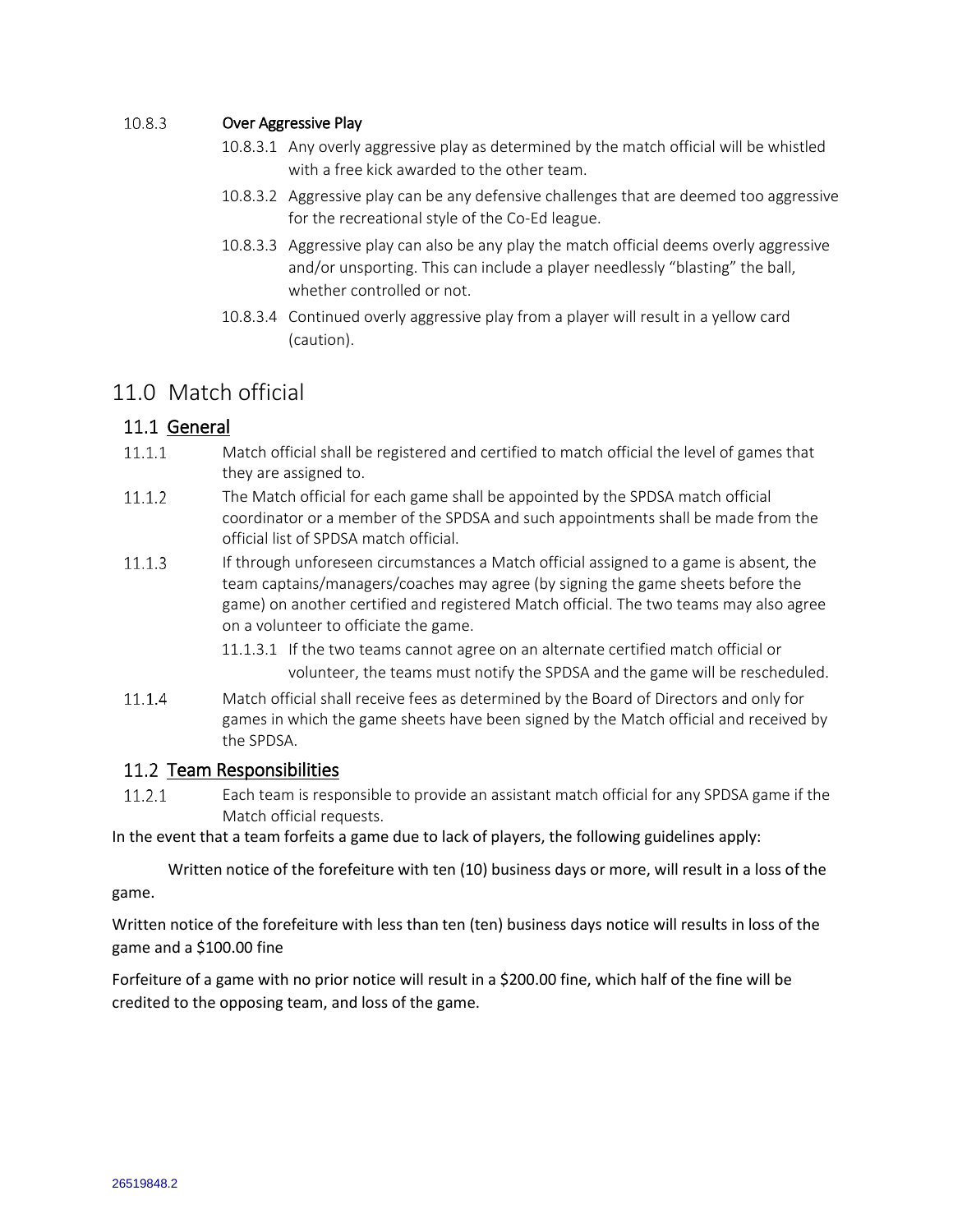#### 10.8.3 **Over Aggressive Play**

10.8.3.1 Any overly aggressive play as determined by the match official will be whistled with a free kick awarded to the other team.

10.8.3.2 Aggressive play can be any defensive challenges that are deemed too aggressive for the recreational style of the Co-Ed league.

10.8.3.3 Aggressive play can also be any play the match official deems overly aggressive and/or unsporting. This can include a player needlessly "blasting" the ball, whether controlled or not.

10.8.3.4 Continued overly aggressive play from a player will result in a yellow card (caution).

# 11.0 Match official

## 11.1 General

11.1.1 Match official shall be registered and certified to match official the level of games that they are assigned to.

11.1.2 The Match official for each game shall be appointed by the SPDSA match official coordinator or a member of the SPDSA and such appointments shall be made from the official list of SPDSA match official.

11.1.3 If through unforeseen circumstances a Match official assigned to a game is absent, the team captains/managers/coaches may agree (by signing the game sheets before the game) on another certified and registered Match official. The two teams may also agree on a volunteer to officiate the game.

11.1.3.1 If the two teams cannot agree on an alternate certified match official or volunteer, the teams must notify the SPDSA and the game will be rescheduled.

11.1.4 Match official shall receive fees as determined by the Board of Directors and only for games in which the game sheets have been signed by the Match official and received by the SPDSA.

## 11.2 Team Responsibilities

11.2.1 Each team is responsible to provide an assistant match official for any SPDSA game if the Match official requests.

In the event that a team forfeits a game due to lack of players, the following guidelines apply:

Written notice of the forefeiture with ten (10) business days or more, will result in a loss of the game.

Written notice of the forefeiture with less than ten (ten) business days notice will results in loss of the game and a $100.00 fine

Forfeiture of a game with no prior notice will result in a $200.00 fine, which half of the fine will be credited to the opposing team, and loss of the game.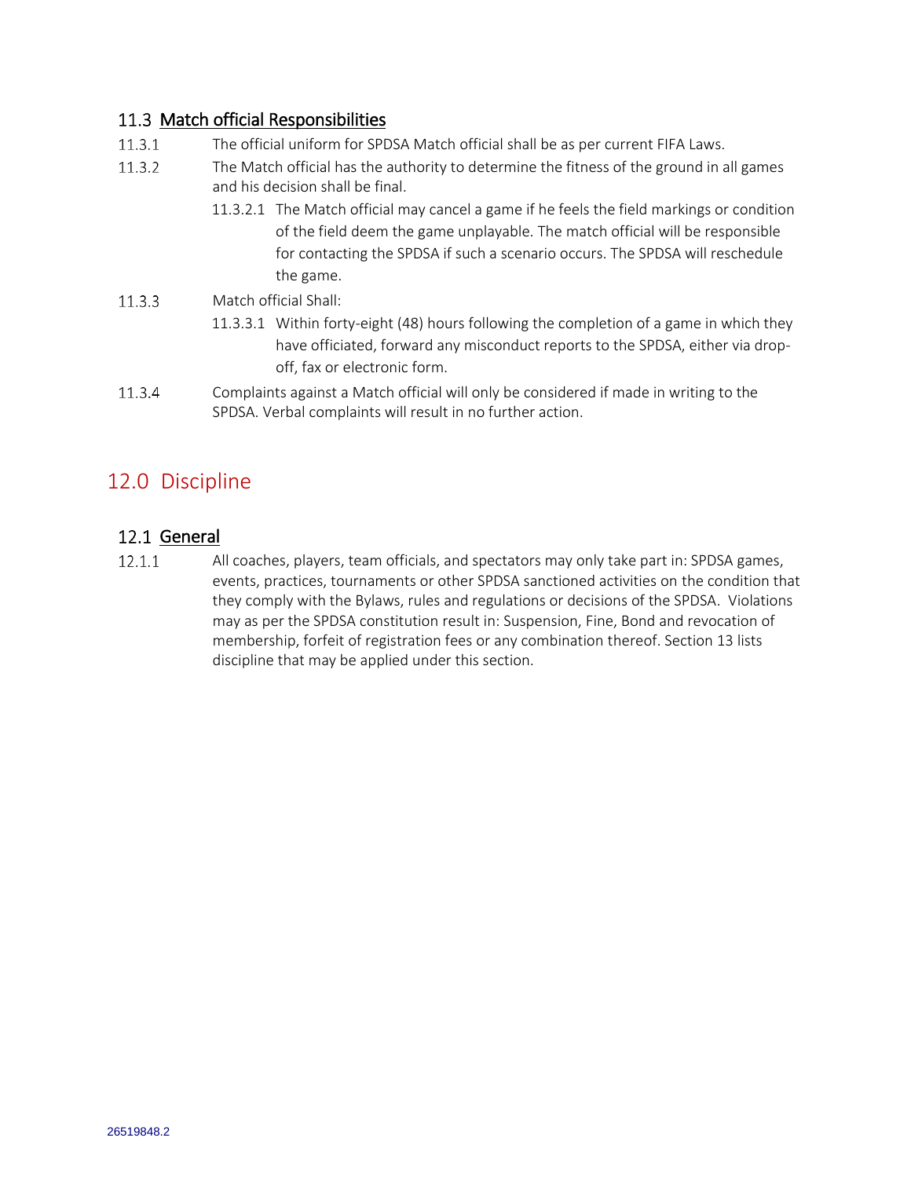### 11.3 Match official Responsibilities

11.3.1 The official uniform for SPDSA Match official shall be as per current FIFA Laws.

11.3.2 The Match official has the authority to determine the fitness of the ground in all games and his decision shall be final.

11.3.2.1 The Match official may cancel a game if he feels the field markings or condition of the field deem the game unplayable. The match official will be responsible for contacting the SPDSA if such a scenario occurs. The SPDSA will reschedule the game.

11.3.3 Match official Shall:

11.3.3.1 Within forty-eight (48) hours following the completion of a game in which they have officiated, forward any misconduct reports to the SPDSA, either via drop-off, fax or electronic form.

11.3.4 Complaints against a Match official will only be considered if made in writing to the SPDSA. Verbal complaints will result in no further action.

## 12.0 Discipline

### 12.1 General

12.1.1 All coaches, players, team officials, and spectators may only take part in: SPDSA games, events, practices, tournaments or other SPDSA sanctioned activities on the condition that they comply with the Bylaws, rules and regulations or decisions of the SPDSA. Violations may as per the SPDSA constitution result in: Suspension, Fine, Bond and revocation of membership, forfeit of registration fees or any combination thereof. Section 13 lists discipline that may be applied under this section.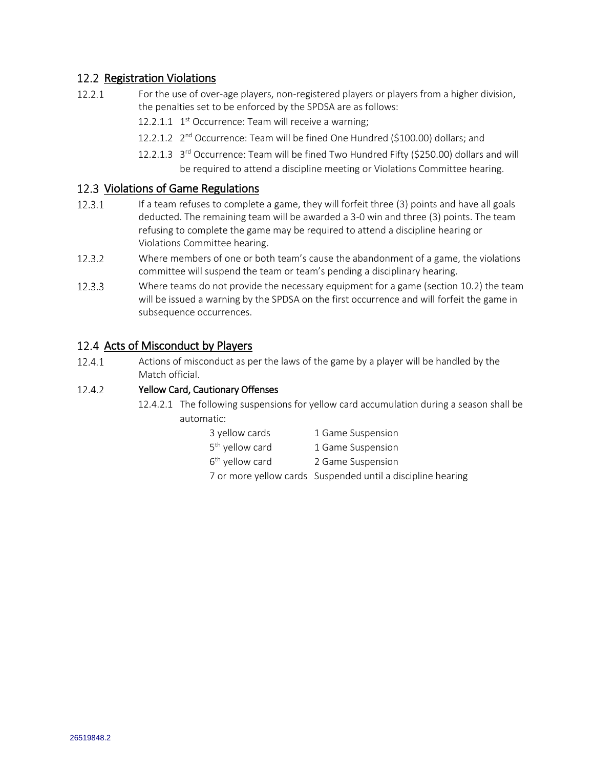## 12.2 Registration Violations

12.2.1 For the use of over-age players, non-registered players or players from a higher division, the penalties set to be enforced by the SPDSA are as follows:

- 12.2.1.1 1st Occurrence: Team will receive a warning;
- 12.2.1.2 2nd Occurrence: Team will be fined One Hundred ($100.00) dollars; and
- 12.2.1.3 3rd Occurrence: Team will be fined Two Hundred Fifty ($250.00) dollars and will be required to attend a discipline meeting or Violations Committee hearing.

## 12.3 Violations of Game Regulations

12.3.1 If a team refuses to complete a game, they will forfeit three (3) points and have all goals deducted. The remaining team will be awarded a 3-0 win and three (3) points. The team refusing to complete the game may be required to attend a discipline hearing or Violations Committee hearing.

12.3.2 Where members of one or both team's cause the abandonment of a game, the violations committee will suspend the team or team's pending a disciplinary hearing.

12.3.3 Where teams do not provide the necessary equipment for a game (section 10.2) the team will be issued a warning by the SPDSA on the first occurrence and will forfeit the game in subsequence occurrences.

## 12.4 Acts of Misconduct by Players

12.4.1 Actions of misconduct as per the laws of the game by a player will be handled by the Match official.

12.4.2 **Yellow Card, Cautionary Offenses**

12.4.2.1 The following suspensions for yellow card accumulation during a season shall be automatic:

| | |
|---|---|
| 3 yellow cards | 1 Game Suspension |
| 5th yellow card | 1 Game Suspension |
| 6th yellow card | 2 Game Suspension |
| 7 or more yellow cards | Suspended until a discipline hearing |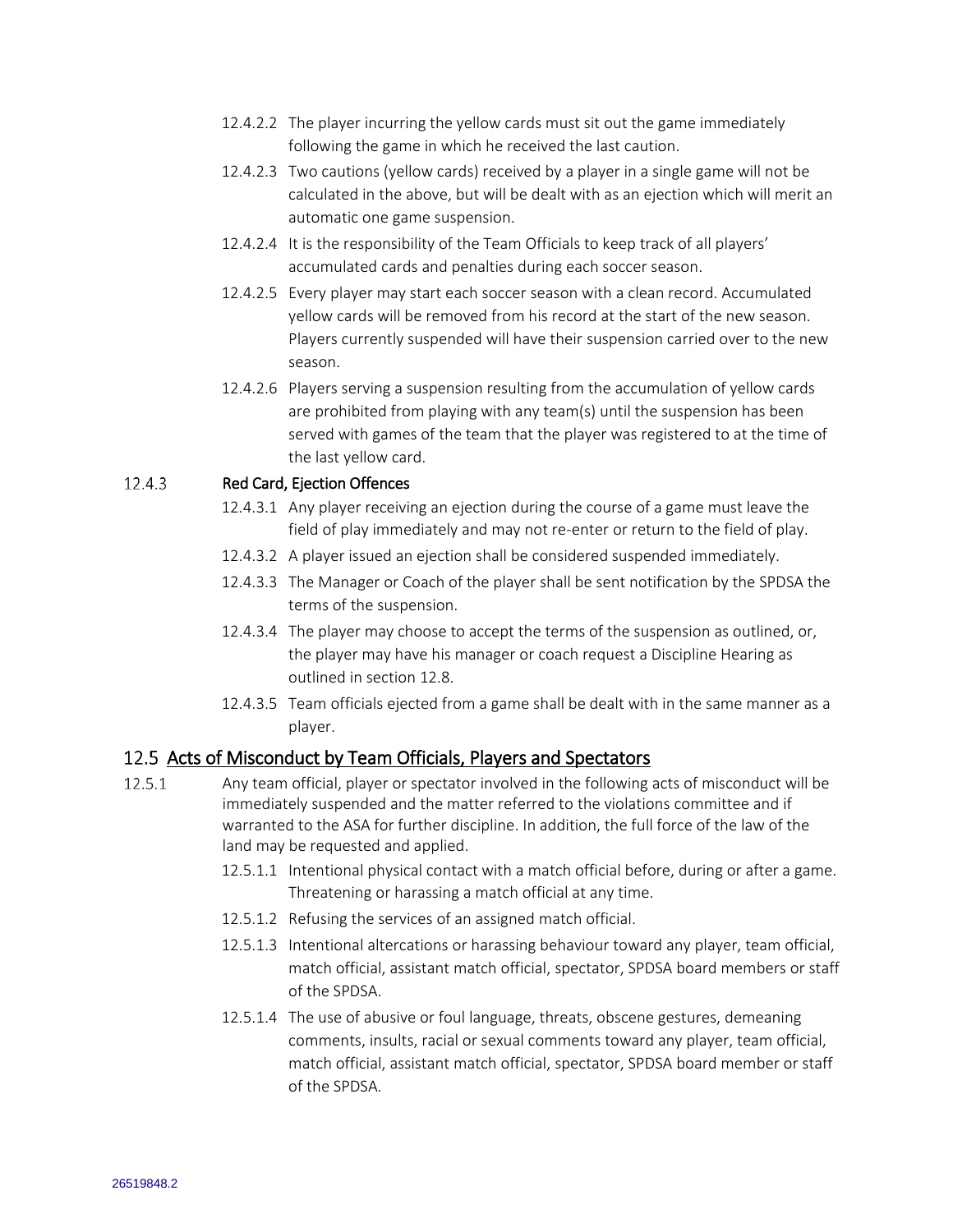12.4.2.2 The player incurring the yellow cards must sit out the game immediately following the game in which he received the last caution.

12.4.2.3 Two cautions (yellow cards) received by a player in a single game will not be calculated in the above, but will be dealt with as an ejection which will merit an automatic one game suspension.

12.4.2.4 It is the responsibility of the Team Officials to keep track of all players' accumulated cards and penalties during each soccer season.

12.4.2.5 Every player may start each soccer season with a clean record. Accumulated yellow cards will be removed from his record at the start of the new season. Players currently suspended will have their suspension carried over to the new season.

12.4.2.6 Players serving a suspension resulting from the accumulation of yellow cards are prohibited from playing with any team(s) until the suspension has been served with games of the team that the player was registered to at the time of the last yellow card.

12.4.3 **Red Card, Ejection Offences**

12.4.3.1 Any player receiving an ejection during the course of a game must leave the field of play immediately and may not re-enter or return to the field of play.

12.4.3.2 A player issued an ejection shall be considered suspended immediately.

12.4.3.3 The Manager or Coach of the player shall be sent notification by the SPDSA the terms of the suspension.

12.4.3.4 The player may choose to accept the terms of the suspension as outlined, or, the player may have his manager or coach request a Discipline Hearing as outlined in section 12.8.

12.4.3.5 Team officials ejected from a game shall be dealt with in the same manner as a player.

## 12.5 Acts of Misconduct by Team Officials, Players and Spectators

12.5.1 Any team official, player or spectator involved in the following acts of misconduct will be immediately suspended and the matter referred to the violations committee and if warranted to the ASA for further discipline. In addition, the full force of the law of the land may be requested and applied.

12.5.1.1 Intentional physical contact with a match official before, during or after a game. Threatening or harassing a match official at any time.

12.5.1.2 Refusing the services of an assigned match official.

12.5.1.3 Intentional altercations or harassing behaviour toward any player, team official, match official, assistant match official, spectator, SPDSA board members or staff of the SPDSA.

12.5.1.4 The use of abusive or foul language, threats, obscene gestures, demeaning comments, insults, racial or sexual comments toward any player, team official, match official, assistant match official, spectator, SPDSA board member or staff of the SPDSA.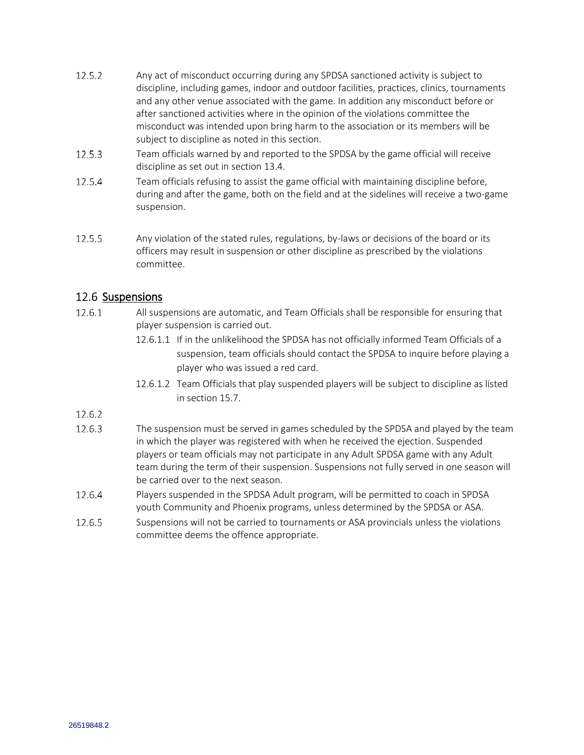12.5.2 Any act of misconduct occurring during any SPDSA sanctioned activity is subject to discipline, including games, indoor and outdoor facilities, practices, clinics, tournaments and any other venue associated with the game. In addition any misconduct before or after sanctioned activities where in the opinion of the violations committee the misconduct was intended upon bring harm to the association or its members will be subject to discipline as noted in this section.

12.5.3 Team officials warned by and reported to the SPDSA by the game official will receive discipline as set out in section 13.4.

12.5.4 Team officials refusing to assist the game official with maintaining discipline before, during and after the game, both on the field and at the sidelines will receive a two-game suspension.

12.5.5 Any violation of the stated rules, regulations, by-laws or decisions of the board or its officers may result in suspension or other discipline as prescribed by the violations committee.

## 12.6 Suspensions

12.6.1 All suspensions are automatic, and Team Officials shall be responsible for ensuring that player suspension is carried out.

- 12.6.1.1 If in the unlikelihood the SPDSA has not officially informed Team Officials of a suspension, team officials should contact the SPDSA to inquire before playing a player who was issued a red card.
- 12.6.1.2 Team Officials that play suspended players will be subject to discipline as listed in section 15.7.

12.6.2

12.6.3 The suspension must be served in games scheduled by the SPDSA and played by the team in which the player was registered with when he received the ejection. Suspended players or team officials may not participate in any Adult SPDSA game with any Adult team during the term of their suspension. Suspensions not fully served in one season will be carried over to the next season.

12.6.4 Players suspended in the SPDSA Adult program, will be permitted to coach in SPDSA youth Community and Phoenix programs, unless determined by the SPDSA or ASA.

12.6.5 Suspensions will not be carried to tournaments or ASA provincials unless the violations committee deems the offence appropriate.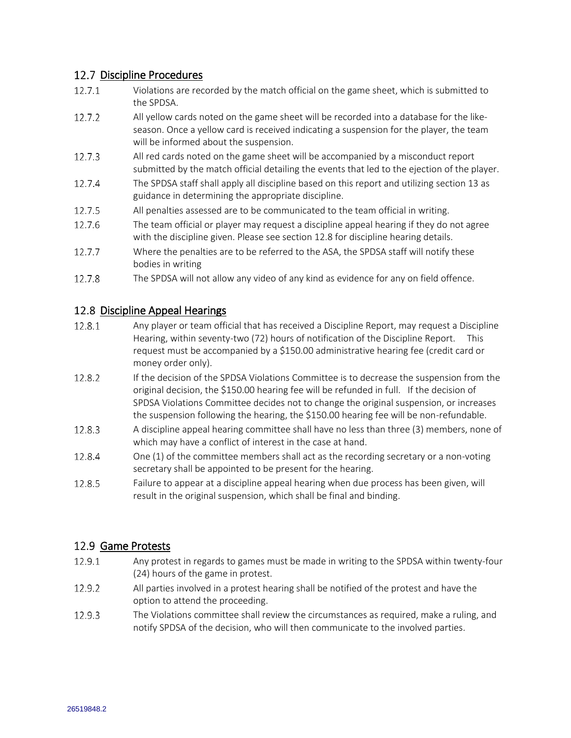## 12.7 Discipline Procedures

12.7.1 Violations are recorded by the match official on the game sheet, which is submitted to the SPDSA.

12.7.2 All yellow cards noted on the game sheet will be recorded into a database for the like-season. Once a yellow card is received indicating a suspension for the player, the team will be informed about the suspension.

12.7.3 All red cards noted on the game sheet will be accompanied by a misconduct report submitted by the match official detailing the events that led to the ejection of the player.

12.7.4 The SPDSA staff shall apply all discipline based on this report and utilizing section 13 as guidance in determining the appropriate discipline.

12.7.5 All penalties assessed are to be communicated to the team official in writing.

12.7.6 The team official or player may request a discipline appeal hearing if they do not agree with the discipline given. Please see section 12.8 for discipline hearing details.

12.7.7 Where the penalties are to be referred to the ASA, the SPDSA staff will notify these bodies in writing

12.7.8 The SPDSA will not allow any video of any kind as evidence for any on field offence.

## 12.8 Discipline Appeal Hearings

12.8.1 Any player or team official that has received a Discipline Report, may request a Discipline Hearing, within seventy-two (72) hours of notification of the Discipline Report. This request must be accompanied by a $150.00 administrative hearing fee (credit card or money order only).

12.8.2 If the decision of the SPDSA Violations Committee is to decrease the suspension from the original decision, the $150.00 hearing fee will be refunded in full. If the decision of SPDSA Violations Committee decides not to change the original suspension, or increases the suspension following the hearing, the $150.00 hearing fee will be non-refundable.

12.8.3 A discipline appeal hearing committee shall have no less than three (3) members, none of which may have a conflict of interest in the case at hand.

12.8.4 One (1) of the committee members shall act as the recording secretary or a non-voting secretary shall be appointed to be present for the hearing.

12.8.5 Failure to appear at a discipline appeal hearing when due process has been given, will result in the original suspension, which shall be final and binding.

## 12.9 Game Protests

12.9.1 Any protest in regards to games must be made in writing to the SPDSA within twenty-four (24) hours of the game in protest.

12.9.2 All parties involved in a protest hearing shall be notified of the protest and have the option to attend the proceeding.

12.9.3 The Violations committee shall review the circumstances as required, make a ruling, and notify SPDSA of the decision, who will then communicate to the involved parties.

26519848.2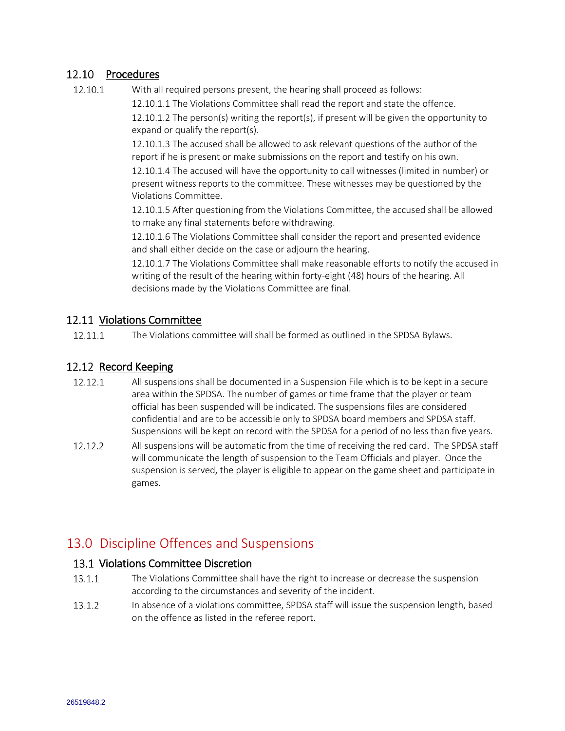### 12.10 Procedures

12.10.1 With all required persons present, the hearing shall proceed as follows:

12.10.1.1 The Violations Committee shall read the report and state the offence.

12.10.1.2 The person(s) writing the report(s), if present will be given the opportunity to expand or qualify the report(s).

12.10.1.3 The accused shall be allowed to ask relevant questions of the author of the report if he is present or make submissions on the report and testify on his own.

12.10.1.4 The accused will have the opportunity to call witnesses (limited in number) or present witness reports to the committee. These witnesses may be questioned by the Violations Committee.

12.10.1.5 After questioning from the Violations Committee, the accused shall be allowed to make any final statements before withdrawing.

12.10.1.6 The Violations Committee shall consider the report and presented evidence and shall either decide on the case or adjourn the hearing.

12.10.1.7 The Violations Committee shall make reasonable efforts to notify the accused in writing of the result of the hearing within forty-eight (48) hours of the hearing. All decisions made by the Violations Committee are final.

### 12.11 Violations Committee

12.11.1 The Violations committee will shall be formed as outlined in the SPDSA Bylaws.

### 12.12 Record Keeping

12.12.1 All suspensions shall be documented in a Suspension File which is to be kept in a secure area within the SPDSA. The number of games or time frame that the player or team official has been suspended will be indicated. The suspensions files are considered confidential and are to be accessible only to SPDSA board members and SPDSA staff. Suspensions will be kept on record with the SPDSA for a period of no less than five years.

12.12.2 All suspensions will be automatic from the time of receiving the red card. The SPDSA staff will communicate the length of suspension to the Team Officials and player. Once the suspension is served, the player is eligible to appear on the game sheet and participate in games.

## 13.0 Discipline Offences and Suspensions

### 13.1 Violations Committee Discretion

13.1.1 The Violations Committee shall have the right to increase or decrease the suspension according to the circumstances and severity of the incident.

13.1.2 In absence of a violations committee, SPDSA staff will issue the suspension length, based on the offence as listed in the referee report.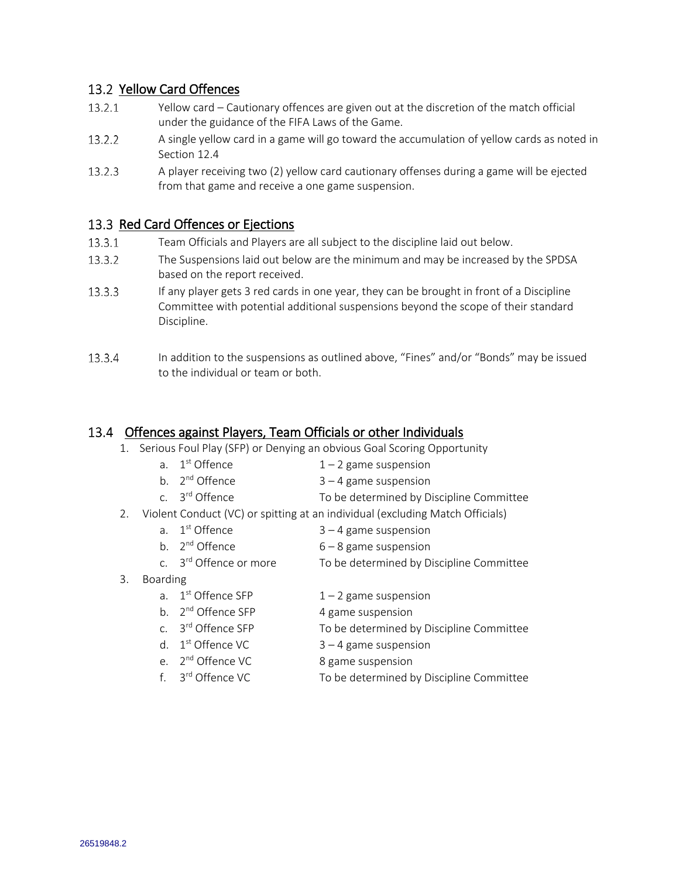## 13.2 Yellow Card Offences

13.2.1 Yellow card – Cautionary offences are given out at the discretion of the match official under the guidance of the FIFA Laws of the Game.

13.2.2 A single yellow card in a game will go toward the accumulation of yellow cards as noted in Section 12.4

13.2.3 A player receiving two (2) yellow card cautionary offenses during a game will be ejected from that game and receive a one game suspension.

## 13.3 Red Card Offences or Ejections

13.3.1 Team Officials and Players are all subject to the discipline laid out below.

13.3.2 The Suspensions laid out below are the minimum and may be increased by the SPDSA based on the report received.

13.3.3 If any player gets 3 red cards in one year, they can be brought in front of a Discipline Committee with potential additional suspensions beyond the scope of their standard Discipline.

13.3.4 In addition to the suspensions as outlined above, "Fines" and/or "Bonds" may be issued to the individual or team or both.

## 13.4 Offences against Players, Team Officials or other Individuals

1. Serious Foul Play (SFP) or Denying an obvious Goal Scoring Opportunity
   a. 1st Offence — 1 – 2 game suspension
   b. 2nd Offence — 3 – 4 game suspension
   c. 3rd Offence — To be determined by Discipline Committee
2. Violent Conduct (VC) or spitting at an individual (excluding Match Officials)
   a. 1st Offence — 3 – 4 game suspension
   b. 2nd Offence — 6 – 8 game suspension
   c. 3rd Offence or more — To be determined by Discipline Committee
3. Boarding
   a. 1st Offence SFP — 1 – 2 game suspension
   b. 2nd Offence SFP — 4 game suspension
   c. 3rd Offence SFP — To be determined by Discipline Committee
   d. 1st Offence VC — 3 – 4 game suspension
   e. 2nd Offence VC — 8 game suspension
   f. 3rd Offence VC — To be determined by Discipline Committee

26519848.2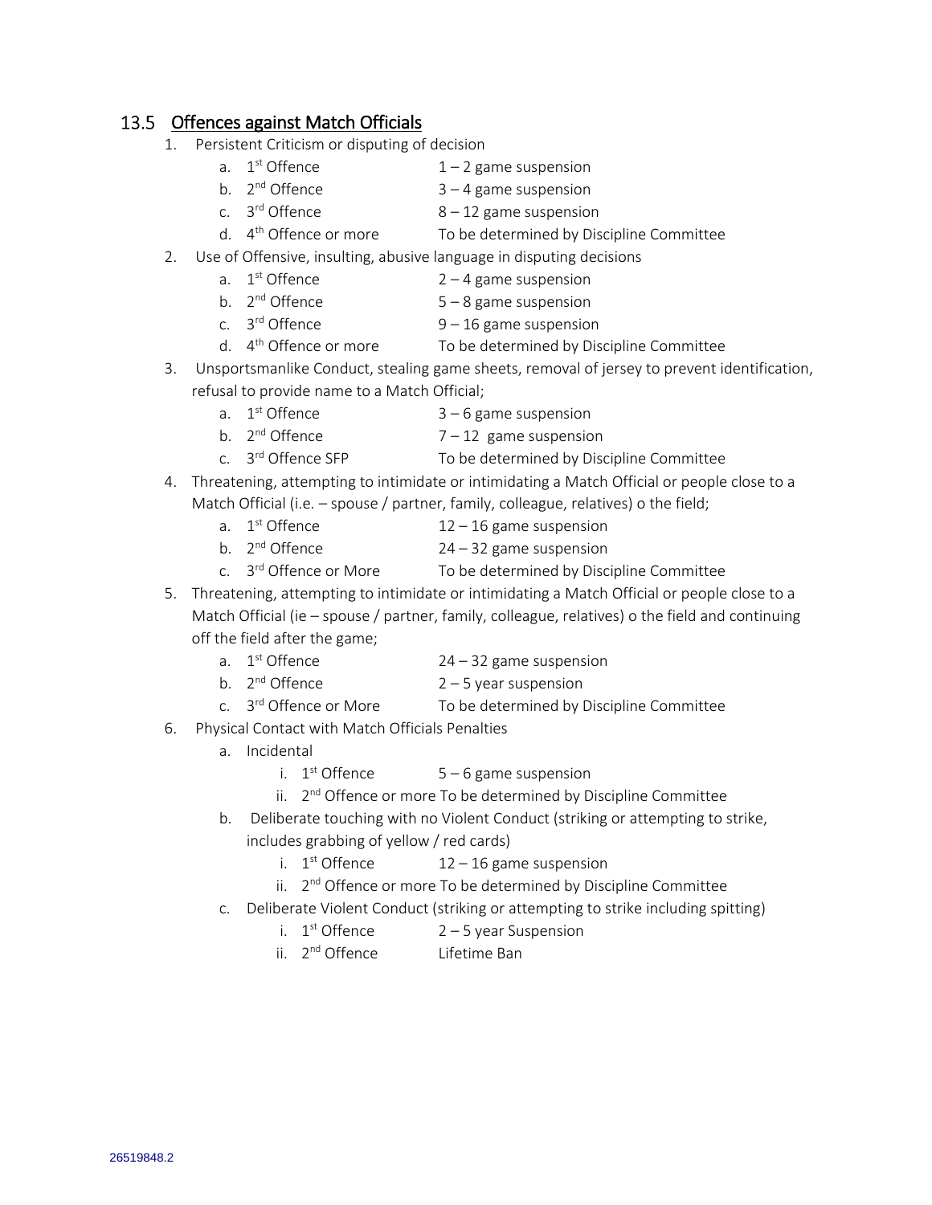## 13.5 Offences against Match Officials

1. Persistent Criticism or disputing of decision
    a. 1st Offence — 1 – 2 game suspension
    b. 2nd Offence — 3 – 4 game suspension
    c. 3rd Offence — 8 – 12 game suspension
    d. 4th Offence or more — To be determined by Discipline Committee
2. Use of Offensive, insulting, abusive language in disputing decisions
    a. 1st Offence — 2 – 4 game suspension
    b. 2nd Offence — 5 – 8 game suspension
    c. 3rd Offence — 9 – 16 game suspension
    d. 4th Offence or more — To be determined by Discipline Committee
3. Unsportsmanlike Conduct, stealing game sheets, removal of jersey to prevent identification, refusal to provide name to a Match Official;
    a. 1st Offence — 3 – 6 game suspension
    b. 2nd Offence — 7 – 12 game suspension
    c. 3rd Offence SFP — To be determined by Discipline Committee
4. Threatening, attempting to intimidate or intimidating a Match Official or people close to a Match Official (i.e. – spouse / partner, family, colleague, relatives) o the field;
    a. 1st Offence — 12 – 16 game suspension
    b. 2nd Offence — 24 – 32 game suspension
    c. 3rd Offence or More — To be determined by Discipline Committee
5. Threatening, attempting to intimidate or intimidating a Match Official or people close to a Match Official (ie – spouse / partner, family, colleague, relatives) o the field and continuing off the field after the game;
    a. 1st Offence — 24 – 32 game suspension
    b. 2nd Offence — 2 – 5 year suspension
    c. 3rd Offence or More — To be determined by Discipline Committee
6. Physical Contact with Match Officials Penalties
    a. Incidental
        i. 1st Offence — 5 – 6 game suspension
        ii. 2nd Offence or more To be determined by Discipline Committee
    b. Deliberate touching with no Violent Conduct (striking or attempting to strike, includes grabbing of yellow / red cards)
        i. 1st Offence — 12 – 16 game suspension
        ii. 2nd Offence or more To be determined by Discipline Committee
    c. Deliberate Violent Conduct (striking or attempting to strike including spitting)
        i. 1st Offence — 2 – 5 year Suspension
        ii. 2nd Offence — Lifetime Ban

26519848.2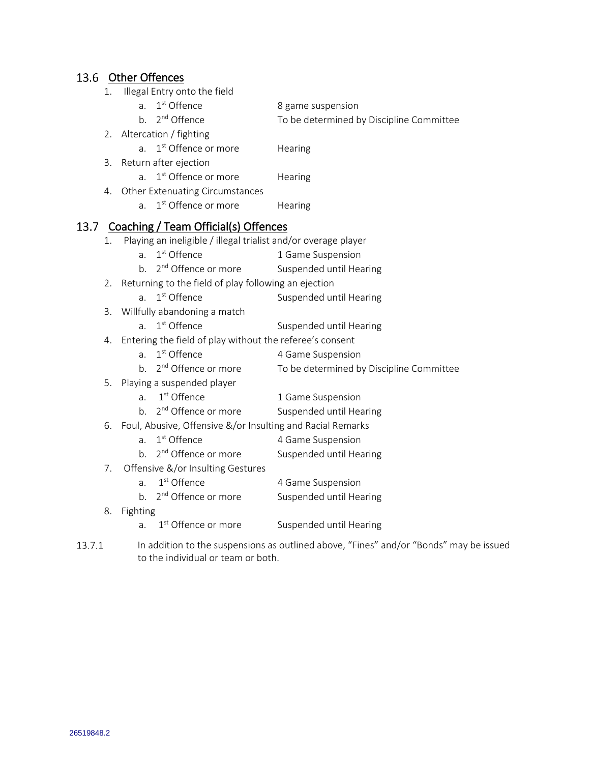## 13.6 Other Offences

1. Illegal Entry onto the field
   a. 1st Offence — 8 game suspension
   b. 2nd Offence — To be determined by Discipline Committee
2. Altercation / fighting
   a. 1st Offence or more — Hearing
3. Return after ejection
   a. 1st Offence or more — Hearing
4. Other Extenuating Circumstances
   a. 1st Offence or more — Hearing

## 13.7 Coaching / Team Official(s) Offences

1. Playing an ineligible / illegal trialist and/or overage player
   a. 1st Offence — 1 Game Suspension
   b. 2nd Offence or more — Suspended until Hearing
2. Returning to the field of play following an ejection
   a. 1st Offence — Suspended until Hearing
3. Willfully abandoning a match
   a. 1st Offence — Suspended until Hearing
4. Entering the field of play without the referee's consent
   a. 1st Offence — 4 Game Suspension
   b. 2nd Offence or more — To be determined by Discipline Committee
5. Playing a suspended player
   a. 1st Offence — 1 Game Suspension
   b. 2nd Offence or more — Suspended until Hearing
6. Foul, Abusive, Offensive &/or Insulting and Racial Remarks
   a. 1st Offence — 4 Game Suspension
   b. 2nd Offence or more — Suspended until Hearing
7. Offensive &/or Insulting Gestures
   a. 1st Offence — 4 Game Suspension
   b. 2nd Offence or more — Suspended until Hearing
8. Fighting
   a. 1st Offence or more — Suspended until Hearing

13.7.1 In addition to the suspensions as outlined above, "Fines" and/or "Bonds" may be issued to the individual or team or both.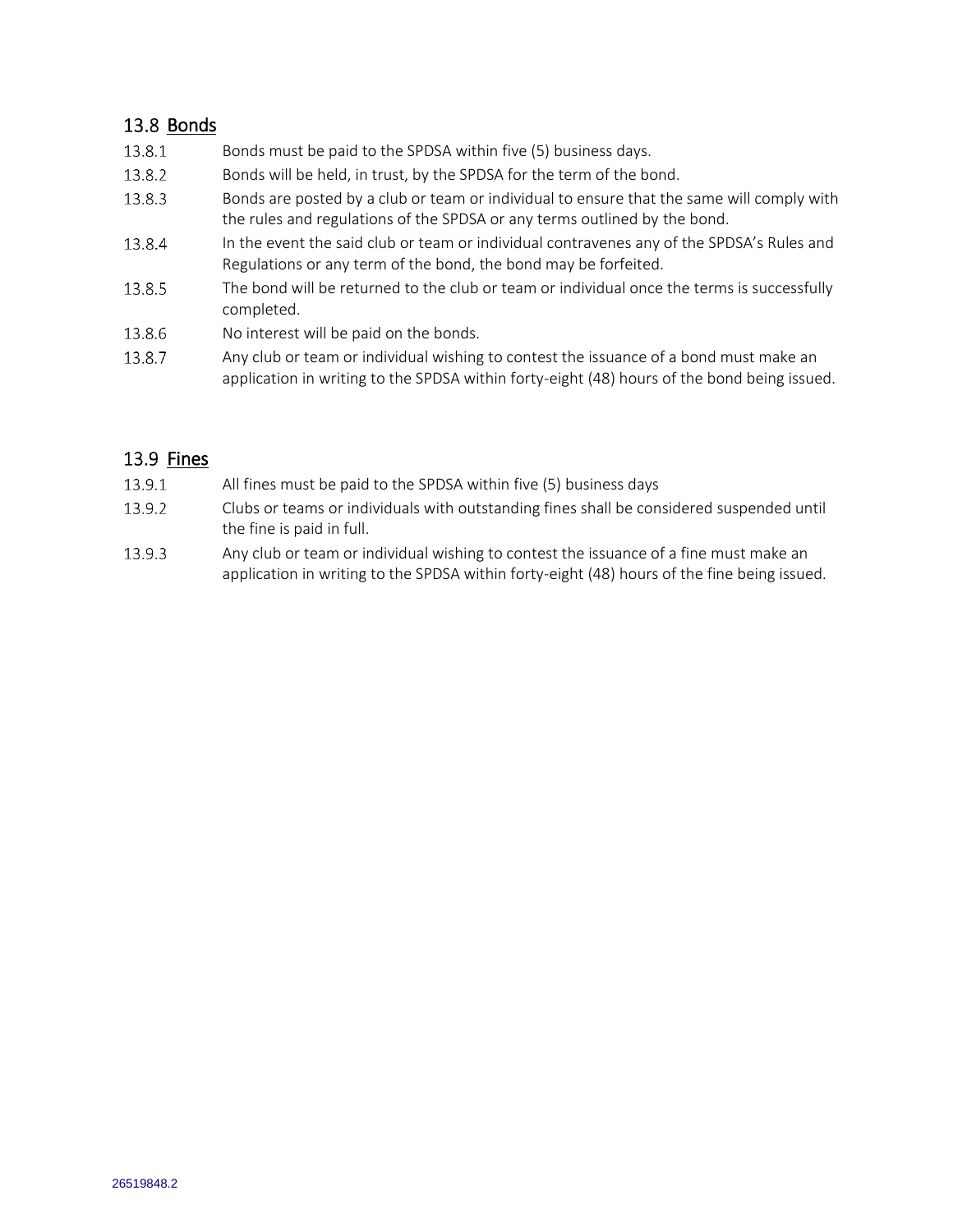## 13.8 Bonds

13.8.1 Bonds must be paid to the SPDSA within five (5) business days.

13.8.2 Bonds will be held, in trust, by the SPDSA for the term of the bond.

13.8.3 Bonds are posted by a club or team or individual to ensure that the same will comply with the rules and regulations of the SPDSA or any terms outlined by the bond.

13.8.4 In the event the said club or team or individual contravenes any of the SPDSA's Rules and Regulations or any term of the bond, the bond may be forfeited.

13.8.5 The bond will be returned to the club or team or individual once the terms is successfully completed.

13.8.6 No interest will be paid on the bonds.

13.8.7 Any club or team or individual wishing to contest the issuance of a bond must make an application in writing to the SPDSA within forty-eight (48) hours of the bond being issued.

## 13.9 Fines

13.9.1 All fines must be paid to the SPDSA within five (5) business days

13.9.2 Clubs or teams or individuals with outstanding fines shall be considered suspended until the fine is paid in full.

13.9.3 Any club or team or individual wishing to contest the issuance of a fine must make an application in writing to the SPDSA within forty-eight (48) hours of the fine being issued.

26519848.2